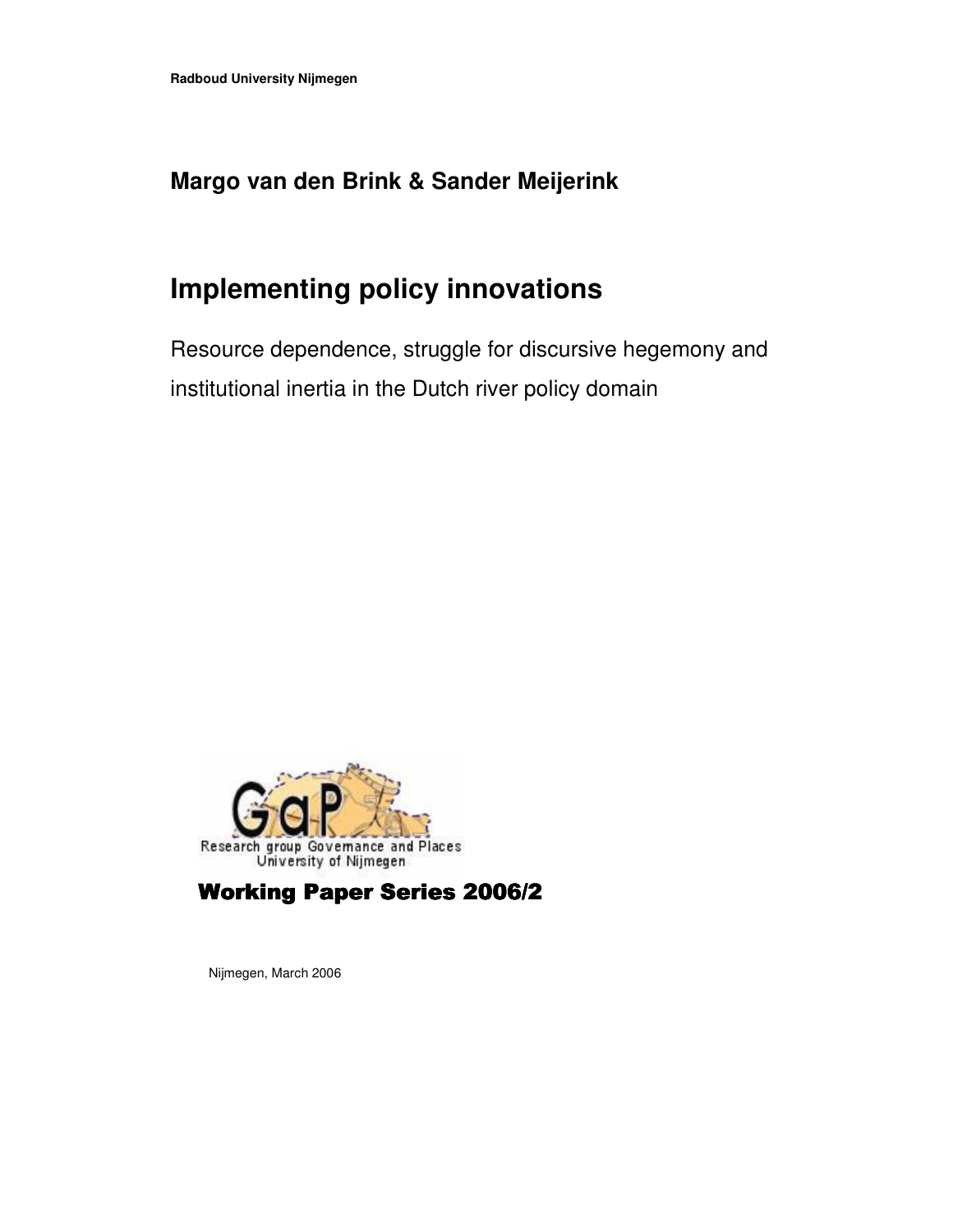**Radboud University Nijmegen**

## Margo van den Brink & Sander Meijerink

# Implementing policy innovations

Resource dependence, struggle for discursive hegemony and institutional inertia in the Dutch river policy domain

Research group Governance and Places
University of Nijmegen

**Working Paper Series 2006/2**

Nijmegen, March 2006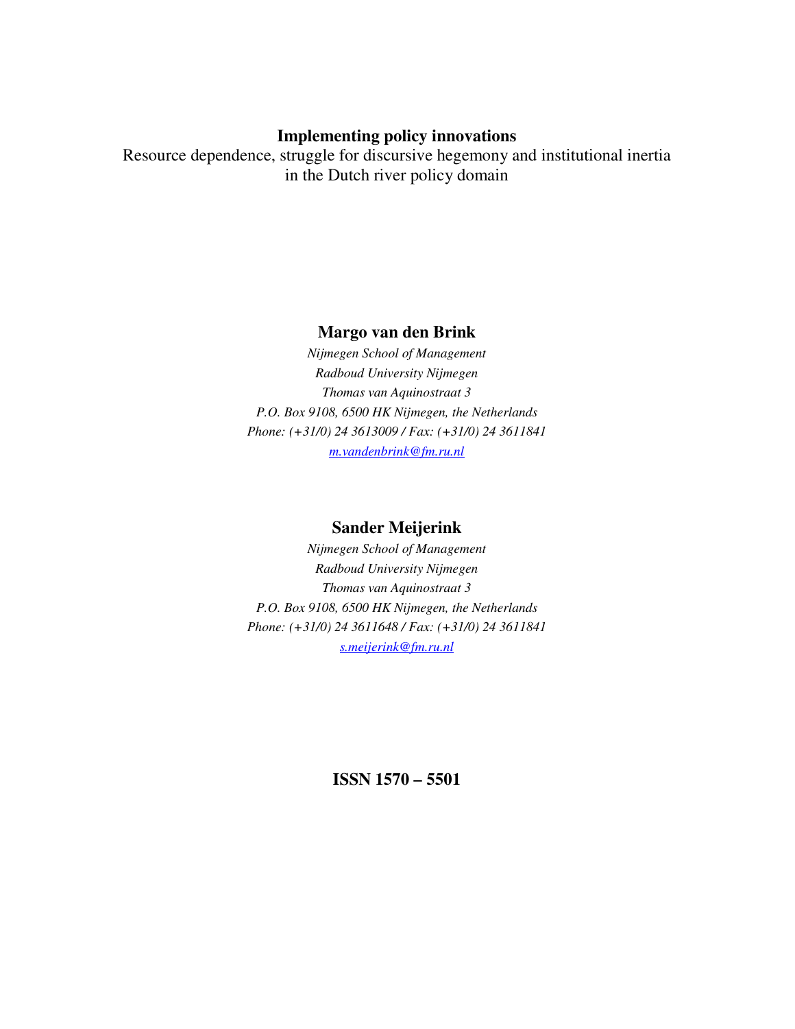# Implementing policy innovations

Resource dependence, struggle for discursive hegemony and institutional inertia in the Dutch river policy domain

**Margo van den Brink**

*Nijmegen School of Management*
*Radboud University Nijmegen*
*Thomas van Aquinostraat 3*
*P.O. Box 9108, 6500 HK Nijmegen, the Netherlands*
*Phone: (+31/0) 24 3613009 / Fax: (+31/0) 24 3611841*
*m.vandenbrink@fm.ru.nl*

**Sander Meijerink**

*Nijmegen School of Management*
*Radboud University Nijmegen*
*Thomas van Aquinostraat 3*
*P.O. Box 9108, 6500 HK Nijmegen, the Netherlands*
*Phone: (+31/0) 24 3611648 / Fax: (+31/0) 24 3611841*
*s.meijerink@fm.ru.nl*

**ISSN 1570 – 5501**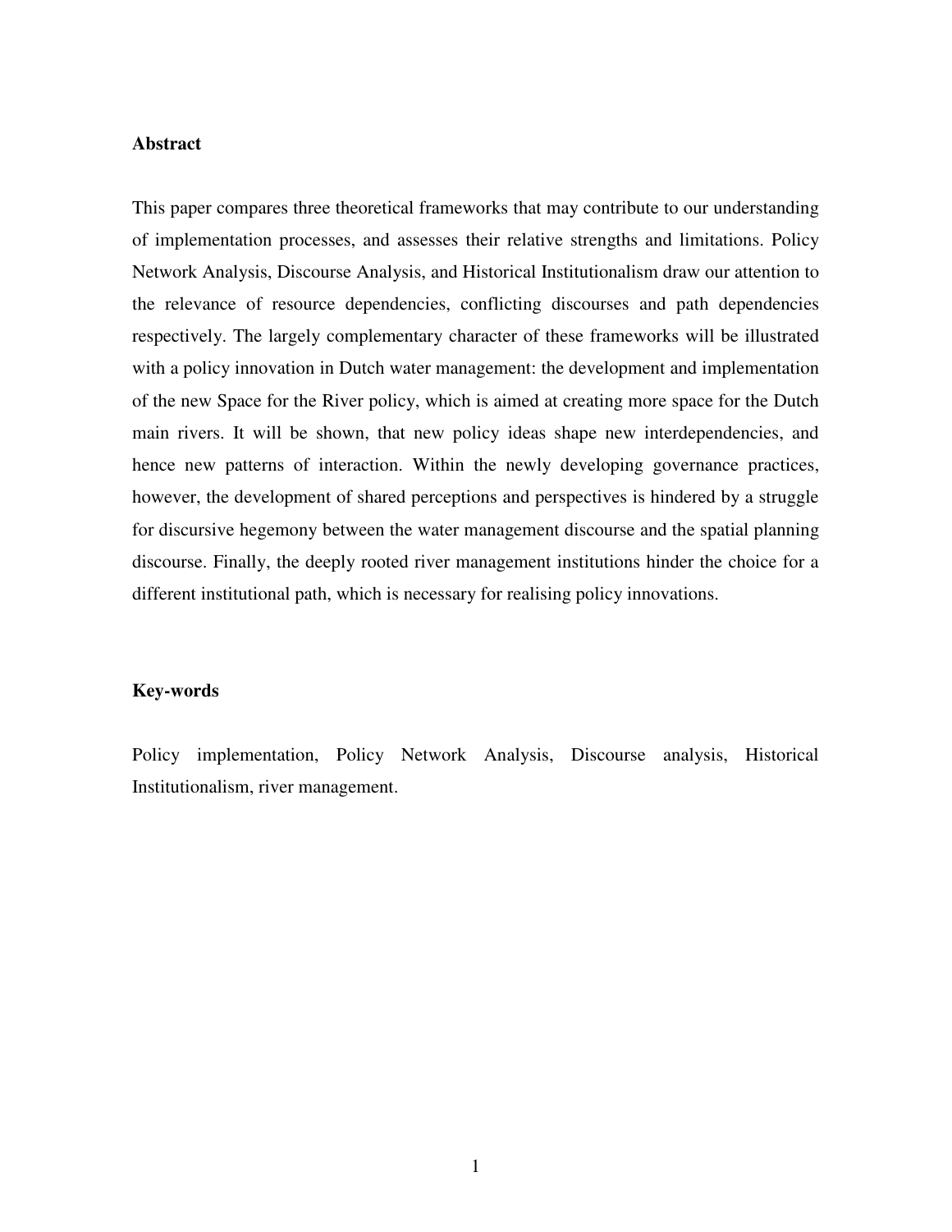**Abstract**

This paper compares three theoretical frameworks that may contribute to our understanding of implementation processes, and assesses their relative strengths and limitations. Policy Network Analysis, Discourse Analysis, and Historical Institutionalism draw our attention to the relevance of resource dependencies, conflicting discourses and path dependencies respectively. The largely complementary character of these frameworks will be illustrated with a policy innovation in Dutch water management: the development and implementation of the new Space for the River policy, which is aimed at creating more space for the Dutch main rivers. It will be shown, that new policy ideas shape new interdependencies, and hence new patterns of interaction. Within the newly developing governance practices, however, the development of shared perceptions and perspectives is hindered by a struggle for discursive hegemony between the water management discourse and the spatial planning discourse. Finally, the deeply rooted river management institutions hinder the choice for a different institutional path, which is necessary for realising policy innovations.

**Key-words**

Policy implementation, Policy Network Analysis, Discourse analysis, Historical Institutionalism, river management.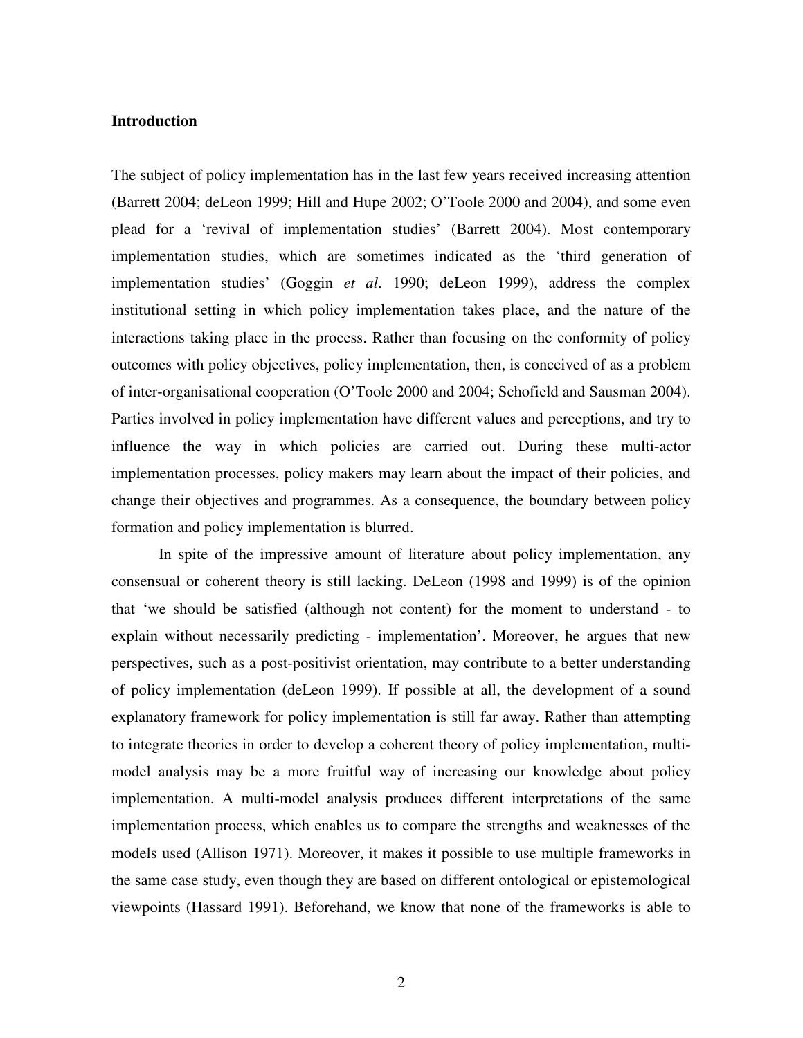## Introduction

The subject of policy implementation has in the last few years received increasing attention (Barrett 2004; deLeon 1999; Hill and Hupe 2002; O'Toole 2000 and 2004), and some even plead for a 'revival of implementation studies' (Barrett 2004). Most contemporary implementation studies, which are sometimes indicated as the 'third generation of implementation studies' (Goggin *et al*. 1990; deLeon 1999), address the complex institutional setting in which policy implementation takes place, and the nature of the interactions taking place in the process. Rather than focusing on the conformity of policy outcomes with policy objectives, policy implementation, then, is conceived of as a problem of inter-organisational cooperation (O'Toole 2000 and 2004; Schofield and Sausman 2004). Parties involved in policy implementation have different values and perceptions, and try to influence the way in which policies are carried out. During these multi-actor implementation processes, policy makers may learn about the impact of their policies, and change their objectives and programmes. As a consequence, the boundary between policy formation and policy implementation is blurred.

In spite of the impressive amount of literature about policy implementation, any consensual or coherent theory is still lacking. DeLeon (1998 and 1999) is of the opinion that 'we should be satisfied (although not content) for the moment to understand - to explain without necessarily predicting - implementation'. Moreover, he argues that new perspectives, such as a post-positivist orientation, may contribute to a better understanding of policy implementation (deLeon 1999). If possible at all, the development of a sound explanatory framework for policy implementation is still far away. Rather than attempting to integrate theories in order to develop a coherent theory of policy implementation, multi-model analysis may be a more fruitful way of increasing our knowledge about policy implementation. A multi-model analysis produces different interpretations of the same implementation process, which enables us to compare the strengths and weaknesses of the models used (Allison 1971). Moreover, it makes it possible to use multiple frameworks in the same case study, even though they are based on different ontological or epistemological viewpoints (Hassard 1991). Beforehand, we know that none of the frameworks is able to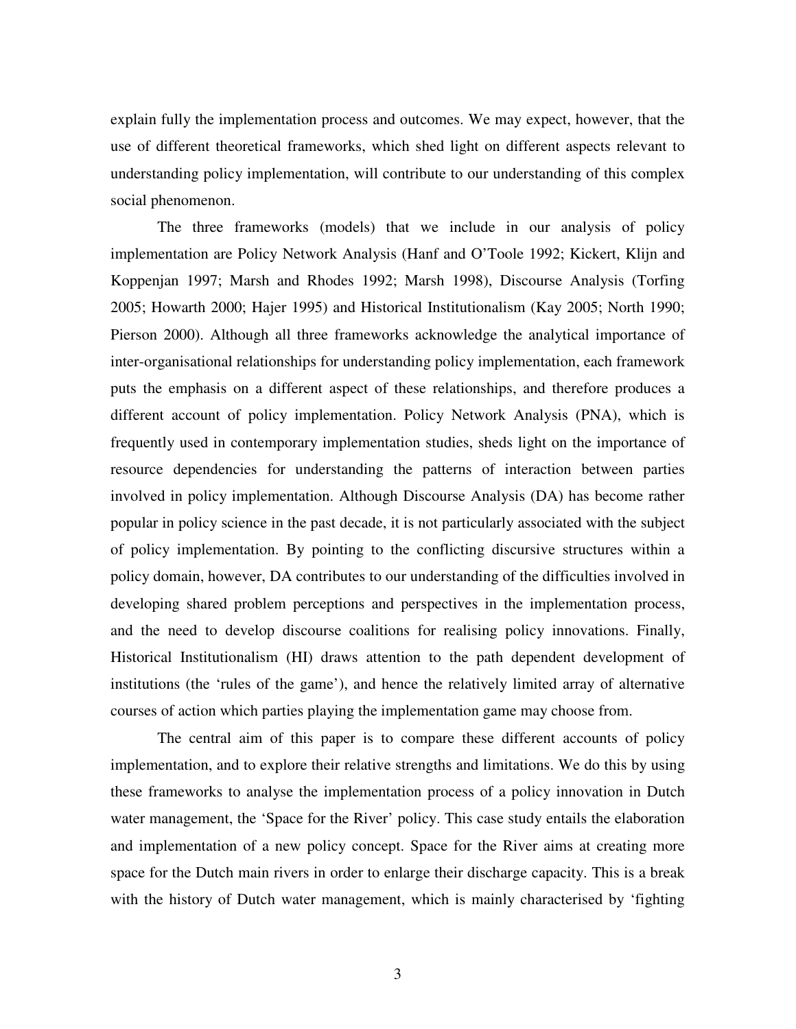explain fully the implementation process and outcomes. We may expect, however, that the use of different theoretical frameworks, which shed light on different aspects relevant to understanding policy implementation, will contribute to our understanding of this complex social phenomenon.

The three frameworks (models) that we include in our analysis of policy implementation are Policy Network Analysis (Hanf and O'Toole 1992; Kickert, Klijn and Koppenjan 1997; Marsh and Rhodes 1992; Marsh 1998), Discourse Analysis (Torfing 2005; Howarth 2000; Hajer 1995) and Historical Institutionalism (Kay 2005; North 1990; Pierson 2000). Although all three frameworks acknowledge the analytical importance of inter-organisational relationships for understanding policy implementation, each framework puts the emphasis on a different aspect of these relationships, and therefore produces a different account of policy implementation. Policy Network Analysis (PNA), which is frequently used in contemporary implementation studies, sheds light on the importance of resource dependencies for understanding the patterns of interaction between parties involved in policy implementation. Although Discourse Analysis (DA) has become rather popular in policy science in the past decade, it is not particularly associated with the subject of policy implementation. By pointing to the conflicting discursive structures within a policy domain, however, DA contributes to our understanding of the difficulties involved in developing shared problem perceptions and perspectives in the implementation process, and the need to develop discourse coalitions for realising policy innovations. Finally, Historical Institutionalism (HI) draws attention to the path dependent development of institutions (the 'rules of the game'), and hence the relatively limited array of alternative courses of action which parties playing the implementation game may choose from.

The central aim of this paper is to compare these different accounts of policy implementation, and to explore their relative strengths and limitations. We do this by using these frameworks to analyse the implementation process of a policy innovation in Dutch water management, the 'Space for the River' policy. This case study entails the elaboration and implementation of a new policy concept. Space for the River aims at creating more space for the Dutch main rivers in order to enlarge their discharge capacity. This is a break with the history of Dutch water management, which is mainly characterised by 'fighting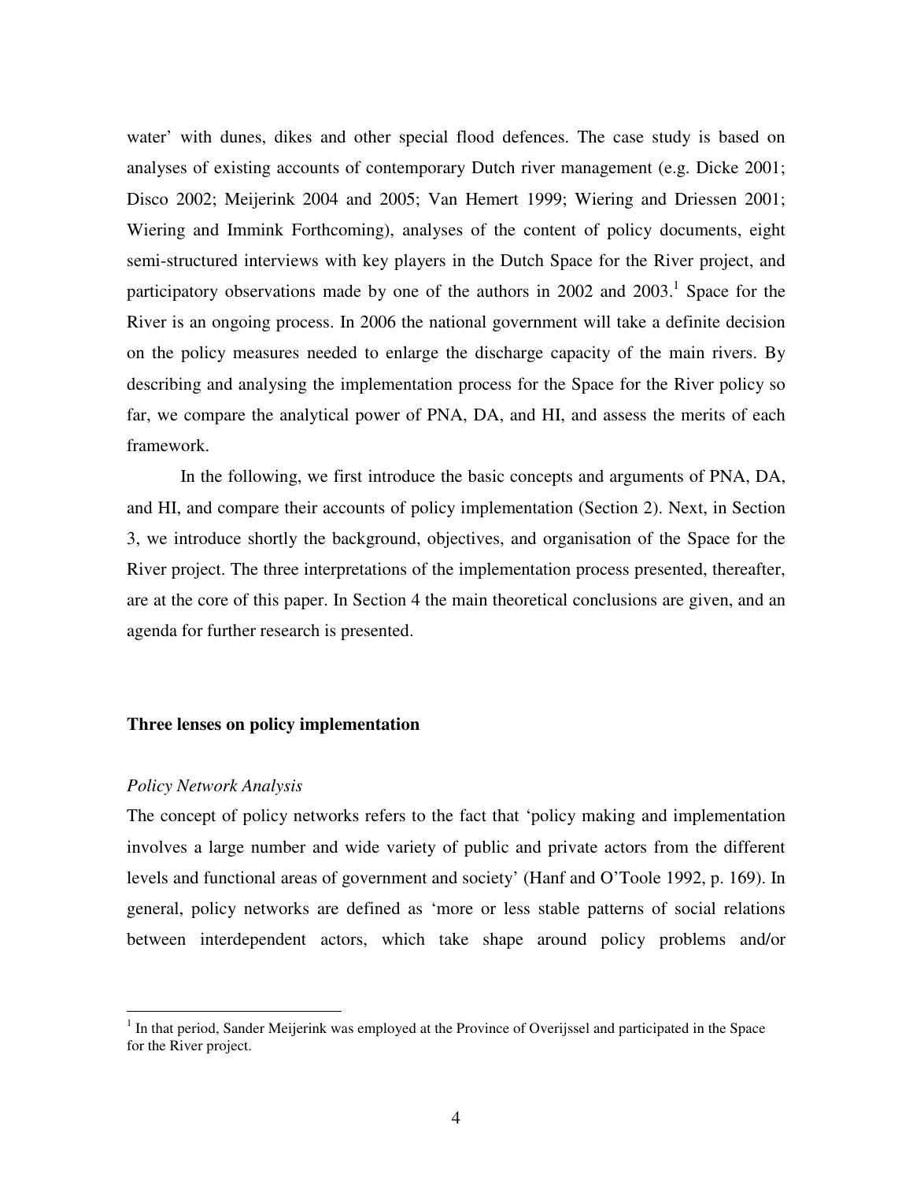water' with dunes, dikes and other special flood defences. The case study is based on analyses of existing accounts of contemporary Dutch river management (e.g. Dicke 2001; Disco 2002; Meijerink 2004 and 2005; Van Hemert 1999; Wiering and Driessen 2001; Wiering and Immink Forthcoming), analyses of the content of policy documents, eight semi-structured interviews with key players in the Dutch Space for the River project, and participatory observations made by one of the authors in 2002 and 2003.[1] Space for the River is an ongoing process. In 2006 the national government will take a definite decision on the policy measures needed to enlarge the discharge capacity of the main rivers. By describing and analysing the implementation process for the Space for the River policy so far, we compare the analytical power of PNA, DA, and HI, and assess the merits of each framework.

In the following, we first introduce the basic concepts and arguments of PNA, DA, and HI, and compare their accounts of policy implementation (Section 2). Next, in Section 3, we introduce shortly the background, objectives, and organisation of the Space for the River project. The three interpretations of the implementation process presented, thereafter, are at the core of this paper. In Section 4 the main theoretical conclusions are given, and an agenda for further research is presented.

## Three lenses on policy implementation

### *Policy Network Analysis*

The concept of policy networks refers to the fact that 'policy making and implementation involves a large number and wide variety of public and private actors from the different levels and functional areas of government and society' (Hanf and O'Toole 1992, p. 169). In general, policy networks are defined as 'more or less stable patterns of social relations between interdependent actors, which take shape around policy problems and/or

[1] In that period, Sander Meijerink was employed at the Province of Overijssel and participated in the Space for the River project.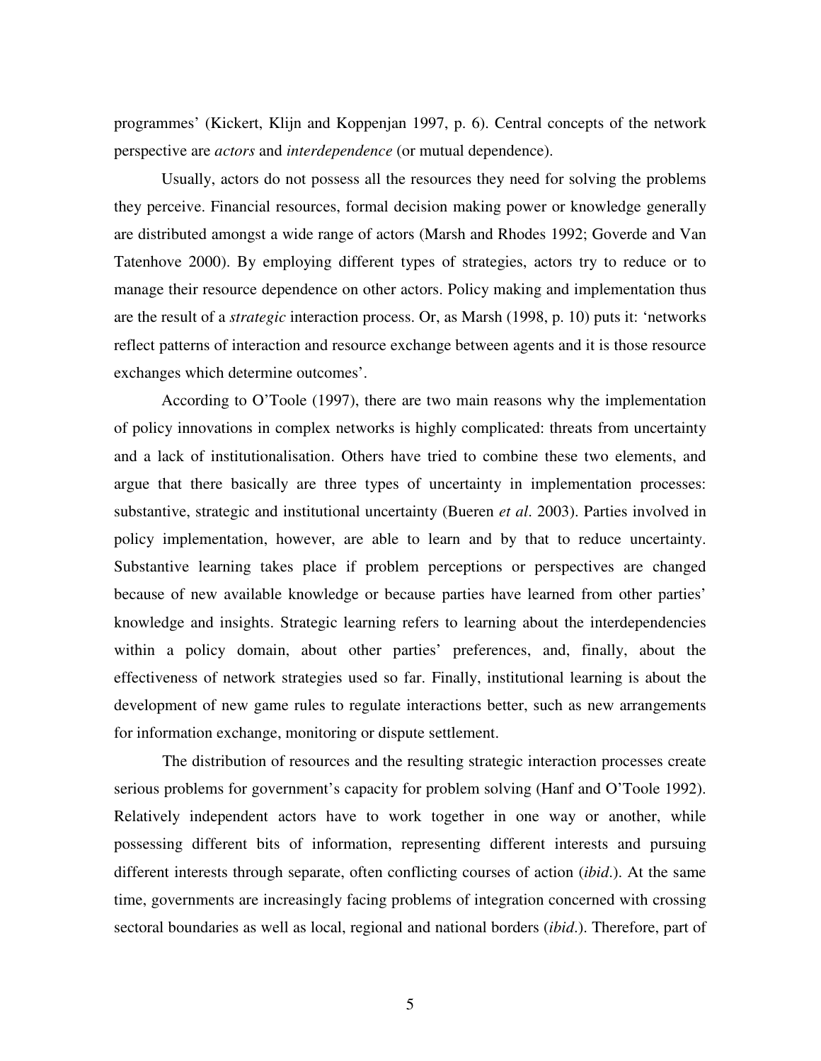programmes' (Kickert, Klijn and Koppenjan 1997, p. 6). Central concepts of the network perspective are *actors* and *interdependence* (or mutual dependence).

Usually, actors do not possess all the resources they need for solving the problems they perceive. Financial resources, formal decision making power or knowledge generally are distributed amongst a wide range of actors (Marsh and Rhodes 1992; Goverde and Van Tatenhove 2000). By employing different types of strategies, actors try to reduce or to manage their resource dependence on other actors. Policy making and implementation thus are the result of a *strategic* interaction process. Or, as Marsh (1998, p. 10) puts it: 'networks reflect patterns of interaction and resource exchange between agents and it is those resource exchanges which determine outcomes'.

According to O'Toole (1997), there are two main reasons why the implementation of policy innovations in complex networks is highly complicated: threats from uncertainty and a lack of institutionalisation. Others have tried to combine these two elements, and argue that there basically are three types of uncertainty in implementation processes: substantive, strategic and institutional uncertainty (Bueren *et al*. 2003). Parties involved in policy implementation, however, are able to learn and by that to reduce uncertainty. Substantive learning takes place if problem perceptions or perspectives are changed because of new available knowledge or because parties have learned from other parties' knowledge and insights. Strategic learning refers to learning about the interdependencies within a policy domain, about other parties' preferences, and, finally, about the effectiveness of network strategies used so far. Finally, institutional learning is about the development of new game rules to regulate interactions better, such as new arrangements for information exchange, monitoring or dispute settlement.

The distribution of resources and the resulting strategic interaction processes create serious problems for government's capacity for problem solving (Hanf and O'Toole 1992). Relatively independent actors have to work together in one way or another, while possessing different bits of information, representing different interests and pursuing different interests through separate, often conflicting courses of action (*ibid*.). At the same time, governments are increasingly facing problems of integration concerned with crossing sectoral boundaries as well as local, regional and national borders (*ibid*.). Therefore, part of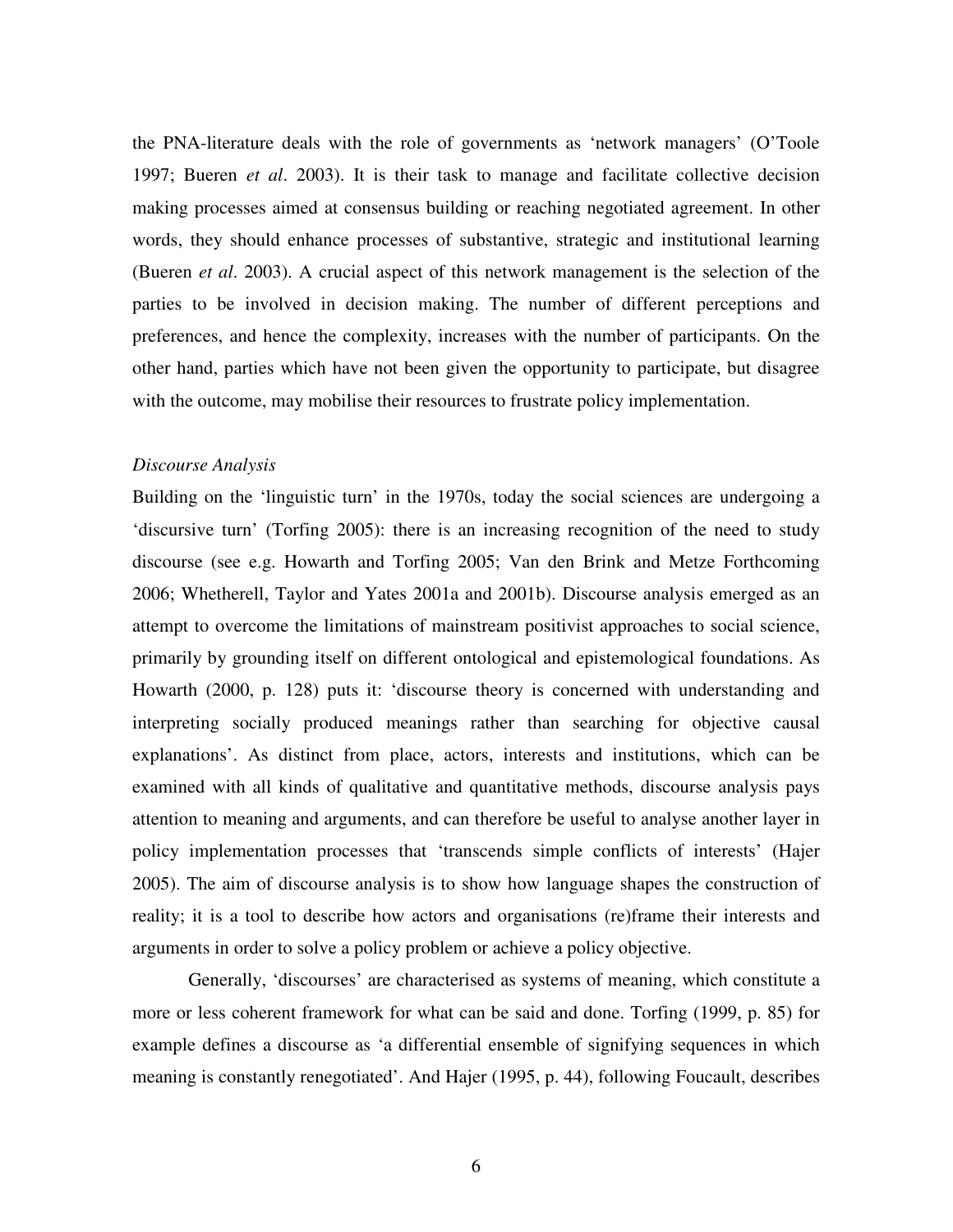the PNA-literature deals with the role of governments as 'network managers' (O'Toole 1997; Bueren *et al*. 2003). It is their task to manage and facilitate collective decision making processes aimed at consensus building or reaching negotiated agreement. In other words, they should enhance processes of substantive, strategic and institutional learning (Bueren *et al*. 2003). A crucial aspect of this network management is the selection of the parties to be involved in decision making. The number of different perceptions and preferences, and hence the complexity, increases with the number of participants. On the other hand, parties which have not been given the opportunity to participate, but disagree with the outcome, may mobilise their resources to frustrate policy implementation.

*Discourse Analysis*

Building on the 'linguistic turn' in the 1970s, today the social sciences are undergoing a 'discursive turn' (Torfing 2005): there is an increasing recognition of the need to study discourse (see e.g. Howarth and Torfing 2005; Van den Brink and Metze Forthcoming 2006; Whetherell, Taylor and Yates 2001a and 2001b). Discourse analysis emerged as an attempt to overcome the limitations of mainstream positivist approaches to social science, primarily by grounding itself on different ontological and epistemological foundations. As Howarth (2000, p. 128) puts it: 'discourse theory is concerned with understanding and interpreting socially produced meanings rather than searching for objective causal explanations'. As distinct from place, actors, interests and institutions, which can be examined with all kinds of qualitative and quantitative methods, discourse analysis pays attention to meaning and arguments, and can therefore be useful to analyse another layer in policy implementation processes that 'transcends simple conflicts of interests' (Hajer 2005). The aim of discourse analysis is to show how language shapes the construction of reality; it is a tool to describe how actors and organisations (re)frame their interests and arguments in order to solve a policy problem or achieve a policy objective.

Generally, 'discourses' are characterised as systems of meaning, which constitute a more or less coherent framework for what can be said and done. Torfing (1999, p. 85) for example defines a discourse as 'a differential ensemble of signifying sequences in which meaning is constantly renegotiated'. And Hajer (1995, p. 44), following Foucault, describes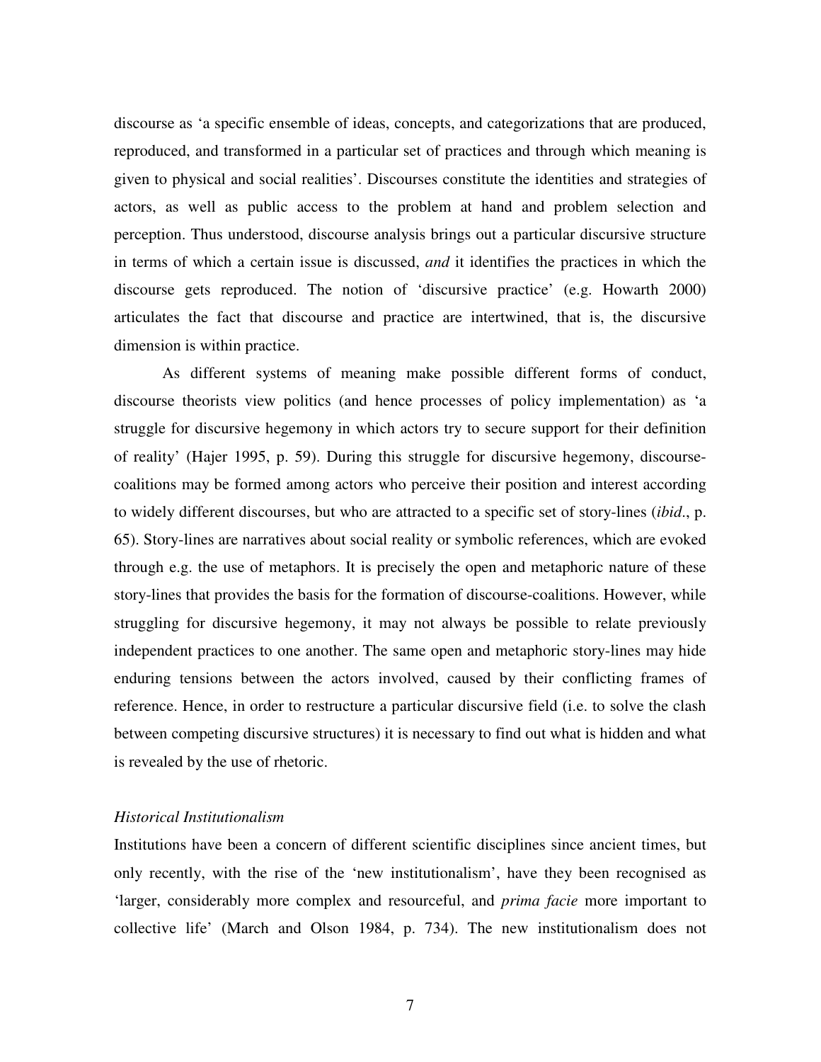discourse as 'a specific ensemble of ideas, concepts, and categorizations that are produced, reproduced, and transformed in a particular set of practices and through which meaning is given to physical and social realities'. Discourses constitute the identities and strategies of actors, as well as public access to the problem at hand and problem selection and perception. Thus understood, discourse analysis brings out a particular discursive structure in terms of which a certain issue is discussed, *and* it identifies the practices in which the discourse gets reproduced. The notion of 'discursive practice' (e.g. Howarth 2000) articulates the fact that discourse and practice are intertwined, that is, the discursive dimension is within practice.

As different systems of meaning make possible different forms of conduct, discourse theorists view politics (and hence processes of policy implementation) as 'a struggle for discursive hegemony in which actors try to secure support for their definition of reality' (Hajer 1995, p. 59). During this struggle for discursive hegemony, discourse-coalitions may be formed among actors who perceive their position and interest according to widely different discourses, but who are attracted to a specific set of story-lines (*ibid*., p. 65). Story-lines are narratives about social reality or symbolic references, which are evoked through e.g. the use of metaphors. It is precisely the open and metaphoric nature of these story-lines that provides the basis for the formation of discourse-coalitions. However, while struggling for discursive hegemony, it may not always be possible to relate previously independent practices to one another. The same open and metaphoric story-lines may hide enduring tensions between the actors involved, caused by their conflicting frames of reference. Hence, in order to restructure a particular discursive field (i.e. to solve the clash between competing discursive structures) it is necessary to find out what is hidden and what is revealed by the use of rhetoric.

*Historical Institutionalism*

Institutions have been a concern of different scientific disciplines since ancient times, but only recently, with the rise of the 'new institutionalism', have they been recognised as 'larger, considerably more complex and resourceful, and *prima facie* more important to collective life' (March and Olson 1984, p. 734). The new institutionalism does not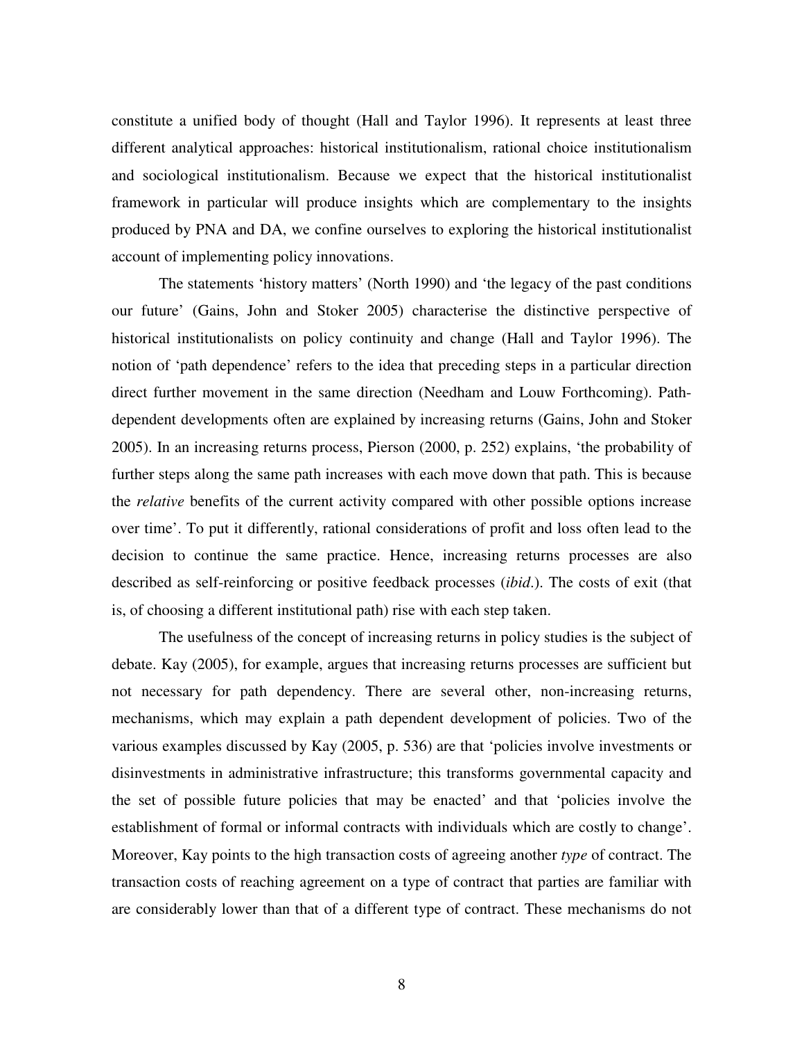constitute a unified body of thought (Hall and Taylor 1996). It represents at least three different analytical approaches: historical institutionalism, rational choice institutionalism and sociological institutionalism. Because we expect that the historical institutionalist framework in particular will produce insights which are complementary to the insights produced by PNA and DA, we confine ourselves to exploring the historical institutionalist account of implementing policy innovations.

The statements 'history matters' (North 1990) and 'the legacy of the past conditions our future' (Gains, John and Stoker 2005) characterise the distinctive perspective of historical institutionalists on policy continuity and change (Hall and Taylor 1996). The notion of 'path dependence' refers to the idea that preceding steps in a particular direction direct further movement in the same direction (Needham and Louw Forthcoming). Path-dependent developments often are explained by increasing returns (Gains, John and Stoker 2005). In an increasing returns process, Pierson (2000, p. 252) explains, 'the probability of further steps along the same path increases with each move down that path. This is because the *relative* benefits of the current activity compared with other possible options increase over time'. To put it differently, rational considerations of profit and loss often lead to the decision to continue the same practice. Hence, increasing returns processes are also described as self-reinforcing or positive feedback processes (*ibid*.). The costs of exit (that is, of choosing a different institutional path) rise with each step taken.

The usefulness of the concept of increasing returns in policy studies is the subject of debate. Kay (2005), for example, argues that increasing returns processes are sufficient but not necessary for path dependency. There are several other, non-increasing returns, mechanisms, which may explain a path dependent development of policies. Two of the various examples discussed by Kay (2005, p. 536) are that 'policies involve investments or disinvestments in administrative infrastructure; this transforms governmental capacity and the set of possible future policies that may be enacted' and that 'policies involve the establishment of formal or informal contracts with individuals which are costly to change'. Moreover, Kay points to the high transaction costs of agreeing another *type* of contract. The transaction costs of reaching agreement on a type of contract that parties are familiar with are considerably lower than that of a different type of contract. These mechanisms do not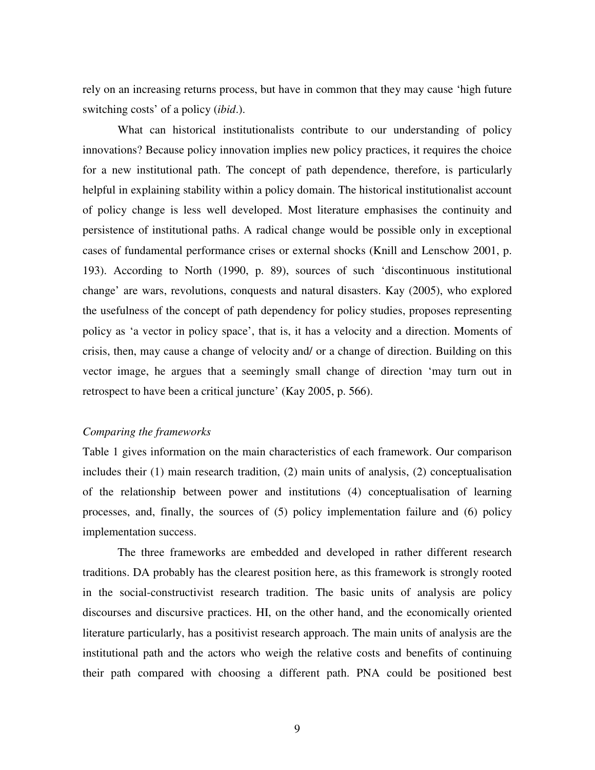rely on an increasing returns process, but have in common that they may cause 'high future switching costs' of a policy (*ibid*.).

What can historical institutionalists contribute to our understanding of policy innovations? Because policy innovation implies new policy practices, it requires the choice for a new institutional path. The concept of path dependence, therefore, is particularly helpful in explaining stability within a policy domain. The historical institutionalist account of policy change is less well developed. Most literature emphasises the continuity and persistence of institutional paths. A radical change would be possible only in exceptional cases of fundamental performance crises or external shocks (Knill and Lenschow 2001, p. 193). According to North (1990, p. 89), sources of such 'discontinuous institutional change' are wars, revolutions, conquests and natural disasters. Kay (2005), who explored the usefulness of the concept of path dependency for policy studies, proposes representing policy as 'a vector in policy space', that is, it has a velocity and a direction. Moments of crisis, then, may cause a change of velocity and/ or a change of direction. Building on this vector image, he argues that a seemingly small change of direction 'may turn out in retrospect to have been a critical juncture' (Kay 2005, p. 566).

*Comparing the frameworks*

Table 1 gives information on the main characteristics of each framework. Our comparison includes their (1) main research tradition, (2) main units of analysis, (2) conceptualisation of the relationship between power and institutions (4) conceptualisation of learning processes, and, finally, the sources of (5) policy implementation failure and (6) policy implementation success.

The three frameworks are embedded and developed in rather different research traditions. DA probably has the clearest position here, as this framework is strongly rooted in the social-constructivist research tradition. The basic units of analysis are policy discourses and discursive practices. HI, on the other hand, and the economically oriented literature particularly, has a positivist research approach. The main units of analysis are the institutional path and the actors who weigh the relative costs and benefits of continuing their path compared with choosing a different path. PNA could be positioned best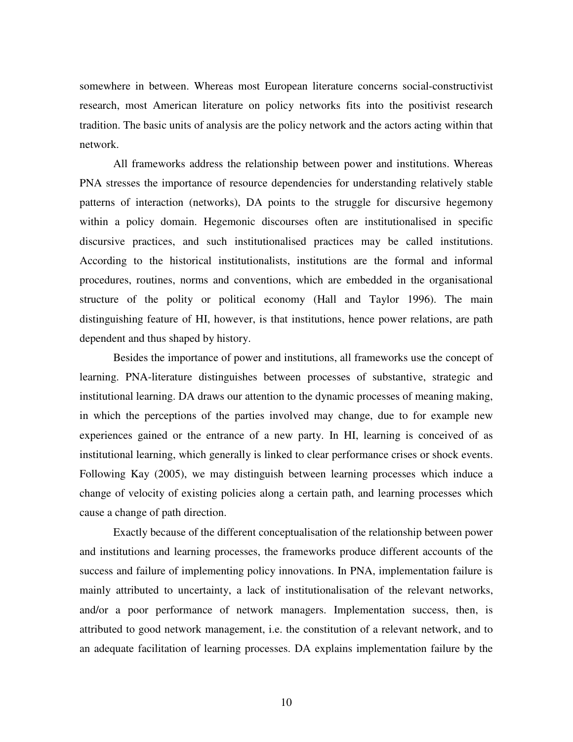somewhere in between. Whereas most European literature concerns social-constructivist research, most American literature on policy networks fits into the positivist research tradition. The basic units of analysis are the policy network and the actors acting within that network.

All frameworks address the relationship between power and institutions. Whereas PNA stresses the importance of resource dependencies for understanding relatively stable patterns of interaction (networks), DA points to the struggle for discursive hegemony within a policy domain. Hegemonic discourses often are institutionalised in specific discursive practices, and such institutionalised practices may be called institutions. According to the historical institutionalists, institutions are the formal and informal procedures, routines, norms and conventions, which are embedded in the organisational structure of the polity or political economy (Hall and Taylor 1996). The main distinguishing feature of HI, however, is that institutions, hence power relations, are path dependent and thus shaped by history.

Besides the importance of power and institutions, all frameworks use the concept of learning. PNA-literature distinguishes between processes of substantive, strategic and institutional learning. DA draws our attention to the dynamic processes of meaning making, in which the perceptions of the parties involved may change, due to for example new experiences gained or the entrance of a new party. In HI, learning is conceived of as institutional learning, which generally is linked to clear performance crises or shock events. Following Kay (2005), we may distinguish between learning processes which induce a change of velocity of existing policies along a certain path, and learning processes which cause a change of path direction.

Exactly because of the different conceptualisation of the relationship between power and institutions and learning processes, the frameworks produce different accounts of the success and failure of implementing policy innovations. In PNA, implementation failure is mainly attributed to uncertainty, a lack of institutionalisation of the relevant networks, and/or a poor performance of network managers. Implementation success, then, is attributed to good network management, i.e. the constitution of a relevant network, and to an adequate facilitation of learning processes. DA explains implementation failure by the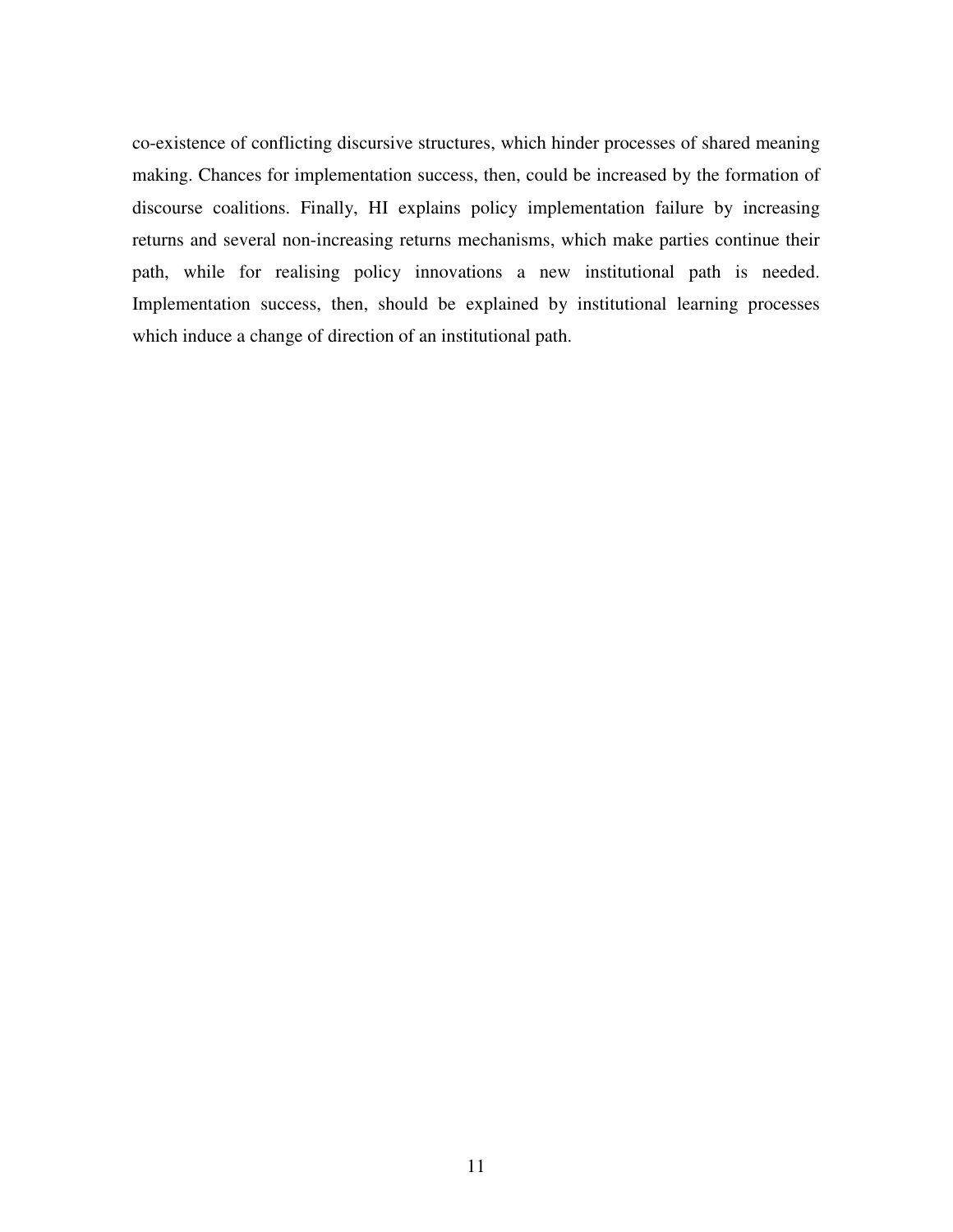co-existence of conflicting discursive structures, which hinder processes of shared meaning making. Chances for implementation success, then, could be increased by the formation of discourse coalitions. Finally, HI explains policy implementation failure by increasing returns and several non-increasing returns mechanisms, which make parties continue their path, while for realising policy innovations a new institutional path is needed. Implementation success, then, should be explained by institutional learning processes which induce a change of direction of an institutional path.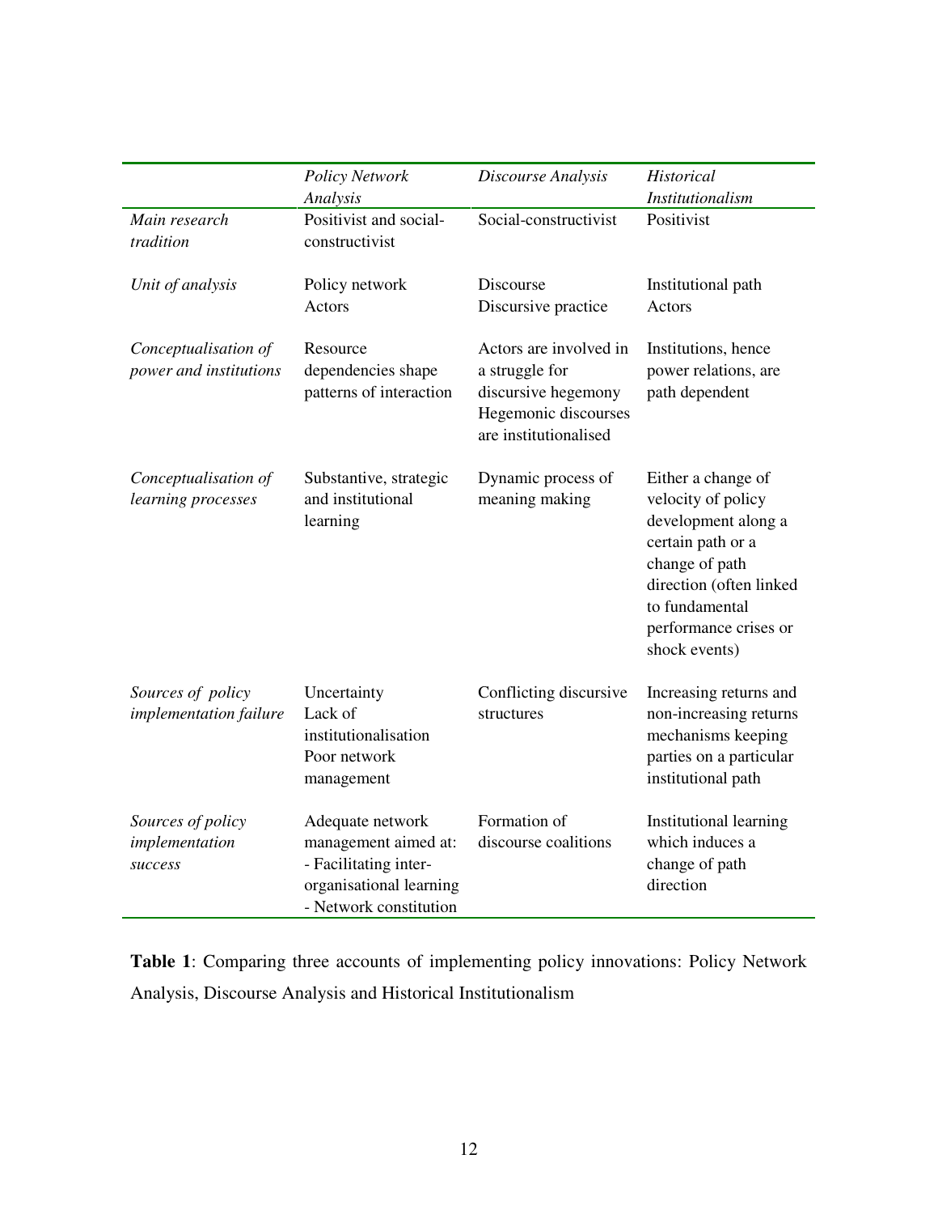| | *Policy Network Analysis* | *Discourse Analysis* | *Historical Institutionalism* |
|---|---|---|---|
| *Main research tradition* | Positivist and social-constructivist | Social-constructivist | Positivist |
| *Unit of analysis* | Policy network<br>Actors | Discourse<br>Discursive practice | Institutional path<br>Actors |
| *Conceptualisation of power and institutions* | Resource dependencies shape patterns of interaction | Actors are involved in a struggle for discursive hegemony<br>Hegemonic discourses are institutionalised | Institutions, hence power relations, are path dependent |
| *Conceptualisation of learning processes* | Substantive, strategic and institutional learning | Dynamic process of meaning making | Either a change of velocity of policy development along a certain path or a change of path direction (often linked to fundamental performance crises or shock events) |
| *Sources of policy implementation failure* | Uncertainty<br>Lack of institutionalisation<br>Poor network management | Conflicting discursive structures | Increasing returns and non-increasing returns mechanisms keeping parties on a particular institutional path |
| *Sources of policy implementation success* | Adequate network management aimed at:<br>- Facilitating inter-organisational learning<br>- Network constitution | Formation of discourse coalitions | Institutional learning which induces a change of path direction |

**Table 1**: Comparing three accounts of implementing policy innovations: Policy Network Analysis, Discourse Analysis and Historical Institutionalism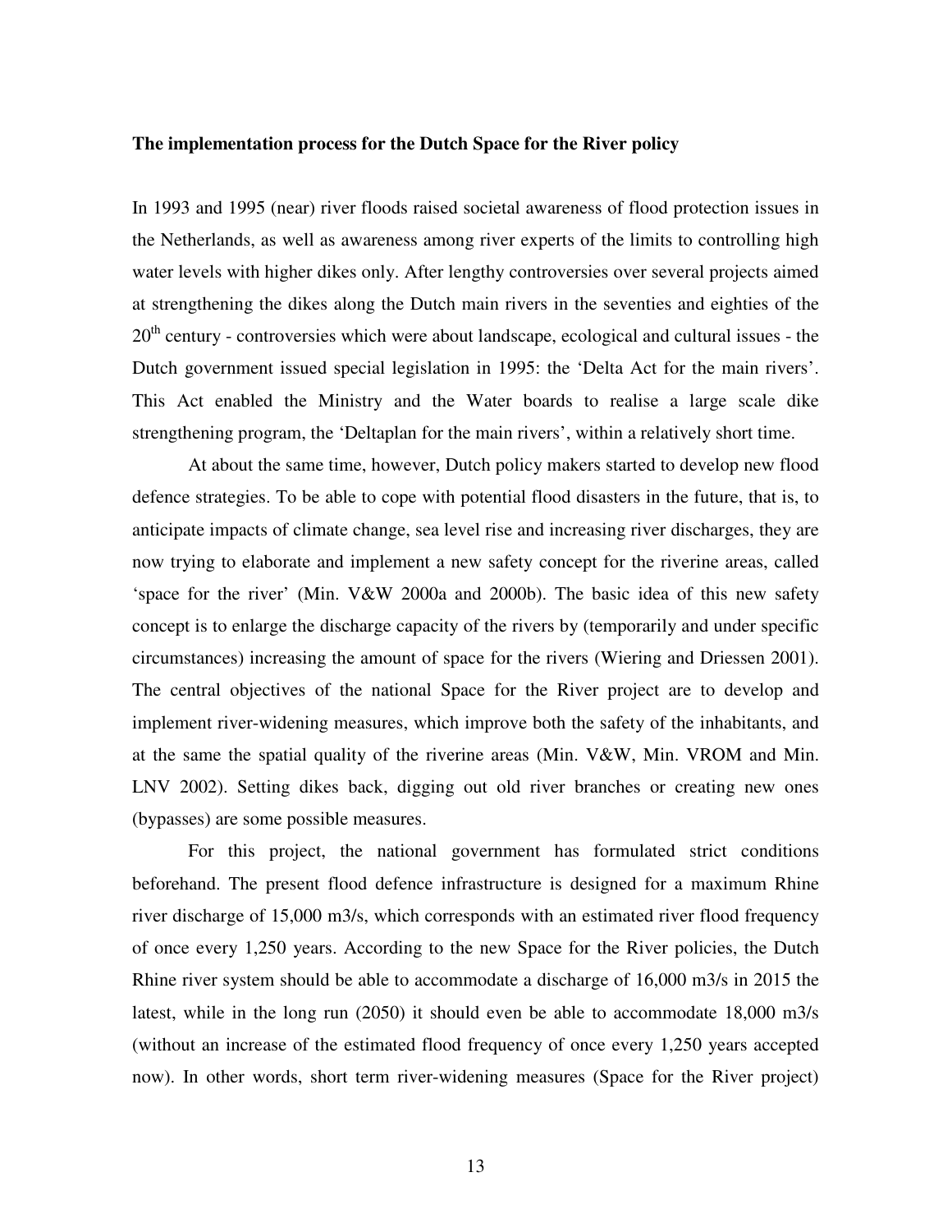**The implementation process for the Dutch Space for the River policy**

In 1993 and 1995 (near) river floods raised societal awareness of flood protection issues in the Netherlands, as well as awareness among river experts of the limits to controlling high water levels with higher dikes only. After lengthy controversies over several projects aimed at strengthening the dikes along the Dutch main rivers in the seventies and eighties of the 20th century - controversies which were about landscape, ecological and cultural issues - the Dutch government issued special legislation in 1995: the 'Delta Act for the main rivers'. This Act enabled the Ministry and the Water boards to realise a large scale dike strengthening program, the 'Deltaplan for the main rivers', within a relatively short time.

At about the same time, however, Dutch policy makers started to develop new flood defence strategies. To be able to cope with potential flood disasters in the future, that is, to anticipate impacts of climate change, sea level rise and increasing river discharges, they are now trying to elaborate and implement a new safety concept for the riverine areas, called 'space for the river' (Min. V&W 2000a and 2000b). The basic idea of this new safety concept is to enlarge the discharge capacity of the rivers by (temporarily and under specific circumstances) increasing the amount of space for the rivers (Wiering and Driessen 2001). The central objectives of the national Space for the River project are to develop and implement river-widening measures, which improve both the safety of the inhabitants, and at the same the spatial quality of the riverine areas (Min. V&W, Min. VROM and Min. LNV 2002). Setting dikes back, digging out old river branches or creating new ones (bypasses) are some possible measures.

For this project, the national government has formulated strict conditions beforehand. The present flood defence infrastructure is designed for a maximum Rhine river discharge of 15,000 m3/s, which corresponds with an estimated river flood frequency of once every 1,250 years. According to the new Space for the River policies, the Dutch Rhine river system should be able to accommodate a discharge of 16,000 m3/s in 2015 the latest, while in the long run (2050) it should even be able to accommodate 18,000 m3/s (without an increase of the estimated flood frequency of once every 1,250 years accepted now). In other words, short term river-widening measures (Space for the River project)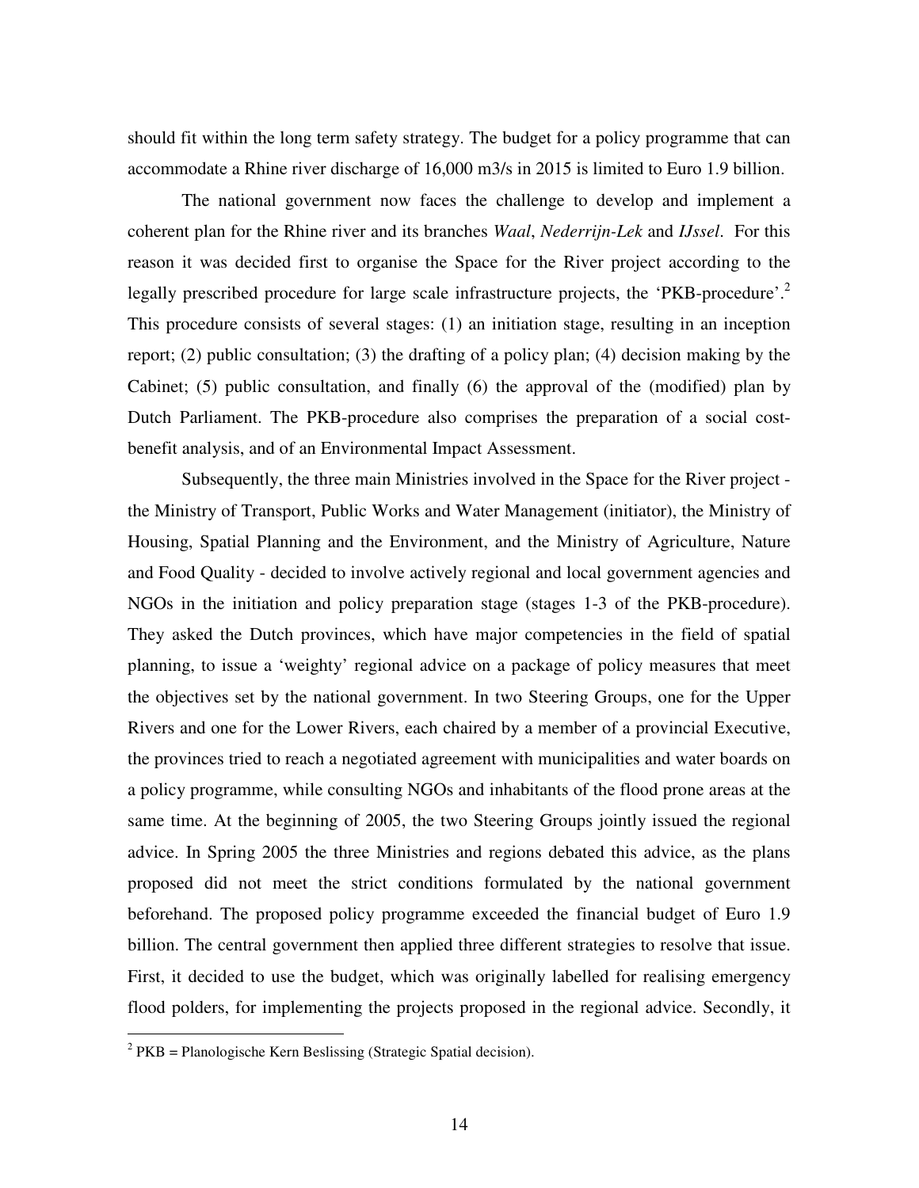should fit within the long term safety strategy. The budget for a policy programme that can accommodate a Rhine river discharge of 16,000 m3/s in 2015 is limited to Euro 1.9 billion.

The national government now faces the challenge to develop and implement a coherent plan for the Rhine river and its branches *Waal*, *Nederrijn-Lek* and *IJssel*. For this reason it was decided first to organise the Space for the River project according to the legally prescribed procedure for large scale infrastructure projects, the 'PKB-procedure'.[2] This procedure consists of several stages: (1) an initiation stage, resulting in an inception report; (2) public consultation; (3) the drafting of a policy plan; (4) decision making by the Cabinet; (5) public consultation, and finally (6) the approval of the (modified) plan by Dutch Parliament. The PKB-procedure also comprises the preparation of a social cost-benefit analysis, and of an Environmental Impact Assessment.

Subsequently, the three main Ministries involved in the Space for the River project - the Ministry of Transport, Public Works and Water Management (initiator), the Ministry of Housing, Spatial Planning and the Environment, and the Ministry of Agriculture, Nature and Food Quality - decided to involve actively regional and local government agencies and NGOs in the initiation and policy preparation stage (stages 1-3 of the PKB-procedure). They asked the Dutch provinces, which have major competencies in the field of spatial planning, to issue a 'weighty' regional advice on a package of policy measures that meet the objectives set by the national government. In two Steering Groups, one for the Upper Rivers and one for the Lower Rivers, each chaired by a member of a provincial Executive, the provinces tried to reach a negotiated agreement with municipalities and water boards on a policy programme, while consulting NGOs and inhabitants of the flood prone areas at the same time. At the beginning of 2005, the two Steering Groups jointly issued the regional advice. In Spring 2005 the three Ministries and regions debated this advice, as the plans proposed did not meet the strict conditions formulated by the national government beforehand. The proposed policy programme exceeded the financial budget of Euro 1.9 billion. The central government then applied three different strategies to resolve that issue. First, it decided to use the budget, which was originally labelled for realising emergency flood polders, for implementing the projects proposed in the regional advice. Secondly, it

[2] PKB = Planologische Kern Beslissing (Strategic Spatial decision).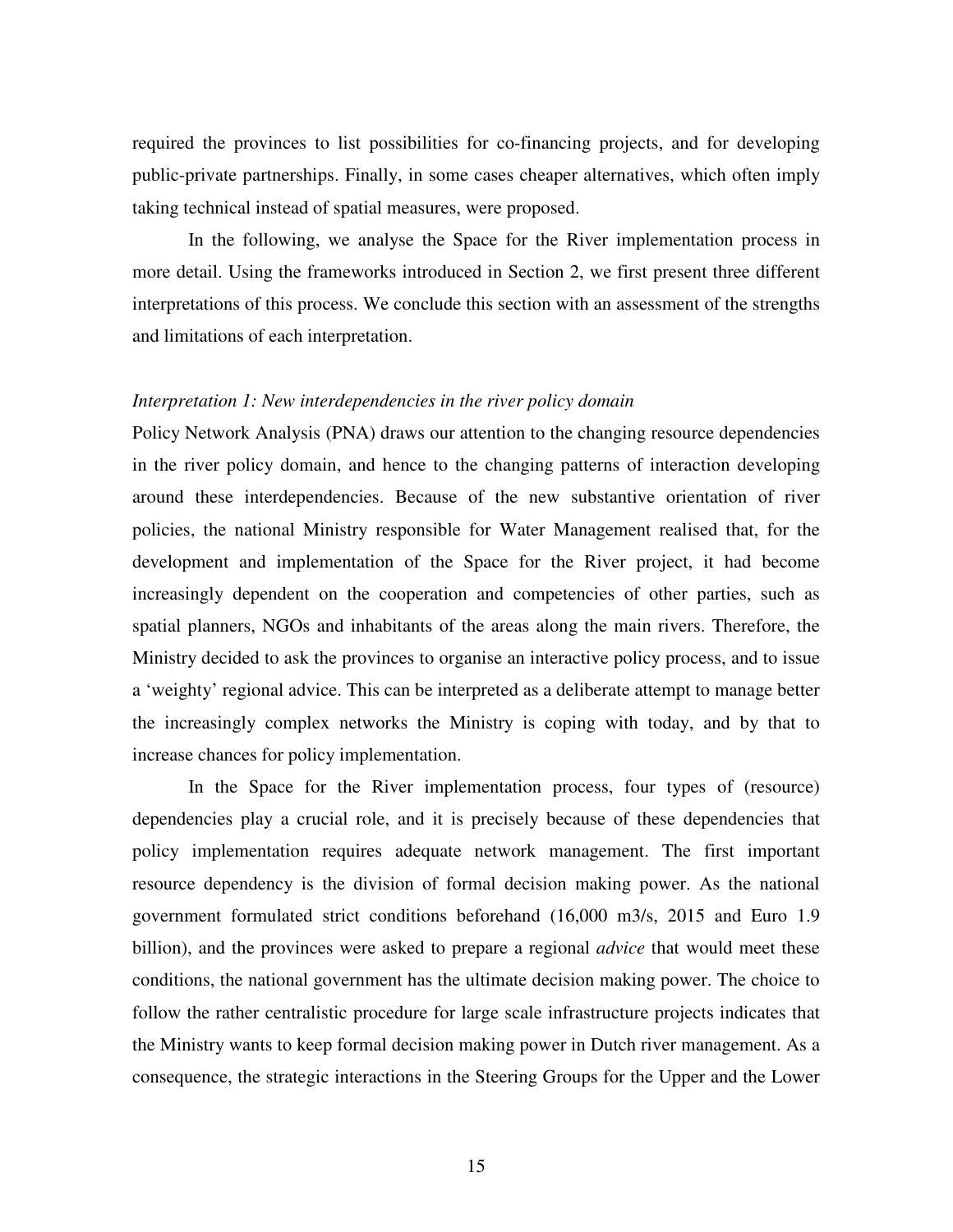required the provinces to list possibilities for co-financing projects, and for developing public-private partnerships. Finally, in some cases cheaper alternatives, which often imply taking technical instead of spatial measures, were proposed.

In the following, we analyse the Space for the River implementation process in more detail. Using the frameworks introduced in Section 2, we first present three different interpretations of this process. We conclude this section with an assessment of the strengths and limitations of each interpretation.

*Interpretation 1: New interdependencies in the river policy domain*

Policy Network Analysis (PNA) draws our attention to the changing resource dependencies in the river policy domain, and hence to the changing patterns of interaction developing around these interdependencies. Because of the new substantive orientation of river policies, the national Ministry responsible for Water Management realised that, for the development and implementation of the Space for the River project, it had become increasingly dependent on the cooperation and competencies of other parties, such as spatial planners, NGOs and inhabitants of the areas along the main rivers. Therefore, the Ministry decided to ask the provinces to organise an interactive policy process, and to issue a 'weighty' regional advice. This can be interpreted as a deliberate attempt to manage better the increasingly complex networks the Ministry is coping with today, and by that to increase chances for policy implementation.

In the Space for the River implementation process, four types of (resource) dependencies play a crucial role, and it is precisely because of these dependencies that policy implementation requires adequate network management. The first important resource dependency is the division of formal decision making power. As the national government formulated strict conditions beforehand (16,000 m3/s, 2015 and Euro 1.9 billion), and the provinces were asked to prepare a regional *advice* that would meet these conditions, the national government has the ultimate decision making power. The choice to follow the rather centralistic procedure for large scale infrastructure projects indicates that the Ministry wants to keep formal decision making power in Dutch river management. As a consequence, the strategic interactions in the Steering Groups for the Upper and the Lower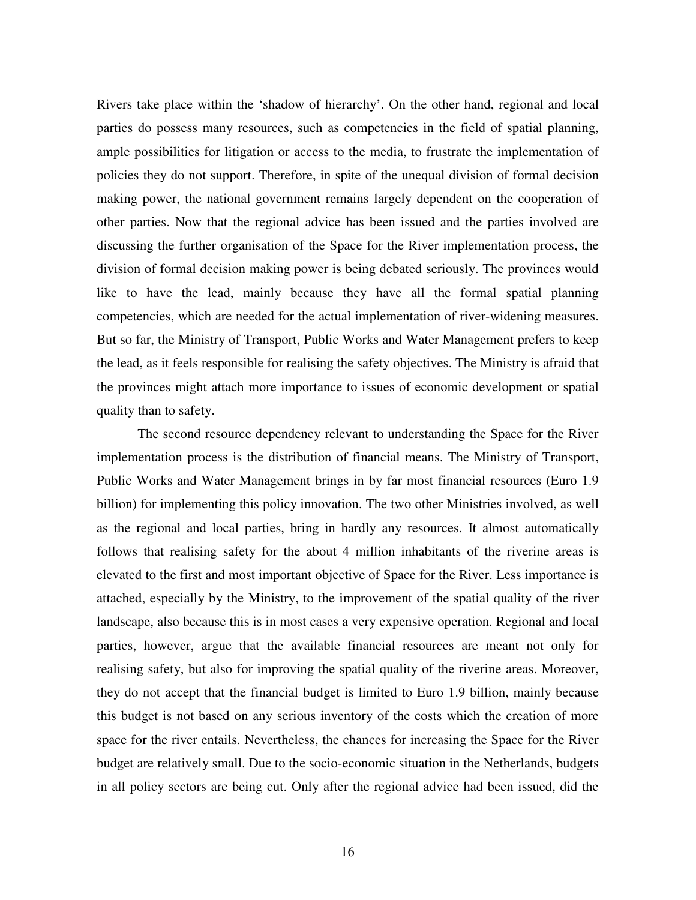Rivers take place within the 'shadow of hierarchy'. On the other hand, regional and local parties do possess many resources, such as competencies in the field of spatial planning, ample possibilities for litigation or access to the media, to frustrate the implementation of policies they do not support. Therefore, in spite of the unequal division of formal decision making power, the national government remains largely dependent on the cooperation of other parties. Now that the regional advice has been issued and the parties involved are discussing the further organisation of the Space for the River implementation process, the division of formal decision making power is being debated seriously. The provinces would like to have the lead, mainly because they have all the formal spatial planning competencies, which are needed for the actual implementation of river-widening measures. But so far, the Ministry of Transport, Public Works and Water Management prefers to keep the lead, as it feels responsible for realising the safety objectives. The Ministry is afraid that the provinces might attach more importance to issues of economic development or spatial quality than to safety.

The second resource dependency relevant to understanding the Space for the River implementation process is the distribution of financial means. The Ministry of Transport, Public Works and Water Management brings in by far most financial resources (Euro 1.9 billion) for implementing this policy innovation. The two other Ministries involved, as well as the regional and local parties, bring in hardly any resources. It almost automatically follows that realising safety for the about 4 million inhabitants of the riverine areas is elevated to the first and most important objective of Space for the River. Less importance is attached, especially by the Ministry, to the improvement of the spatial quality of the river landscape, also because this is in most cases a very expensive operation. Regional and local parties, however, argue that the available financial resources are meant not only for realising safety, but also for improving the spatial quality of the riverine areas. Moreover, they do not accept that the financial budget is limited to Euro 1.9 billion, mainly because this budget is not based on any serious inventory of the costs which the creation of more space for the river entails. Nevertheless, the chances for increasing the Space for the River budget are relatively small. Due to the socio-economic situation in the Netherlands, budgets in all policy sectors are being cut. Only after the regional advice had been issued, did the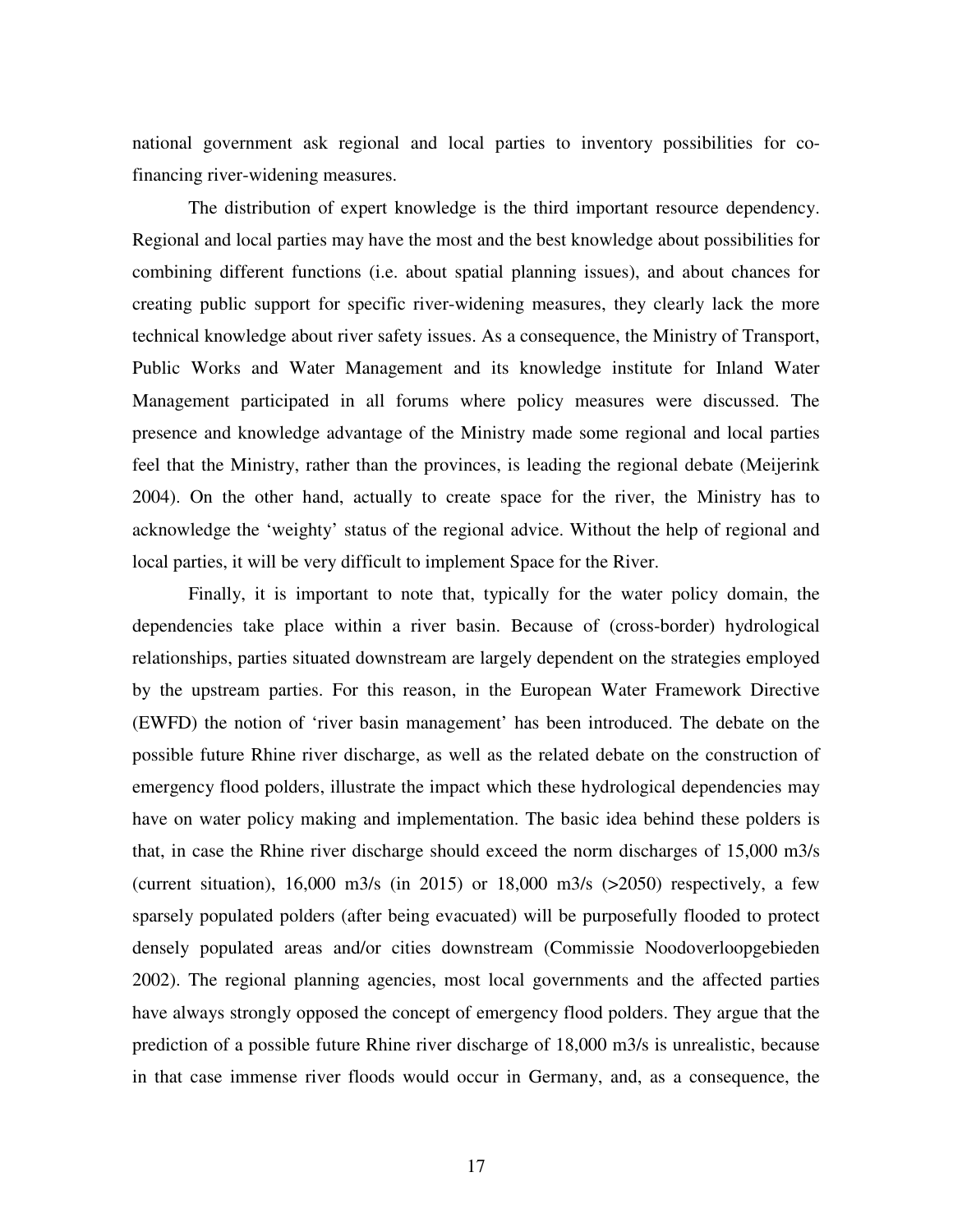national government ask regional and local parties to inventory possibilities for co-financing river-widening measures.

The distribution of expert knowledge is the third important resource dependency. Regional and local parties may have the most and the best knowledge about possibilities for combining different functions (i.e. about spatial planning issues), and about chances for creating public support for specific river-widening measures, they clearly lack the more technical knowledge about river safety issues. As a consequence, the Ministry of Transport, Public Works and Water Management and its knowledge institute for Inland Water Management participated in all forums where policy measures were discussed. The presence and knowledge advantage of the Ministry made some regional and local parties feel that the Ministry, rather than the provinces, is leading the regional debate (Meijerink 2004). On the other hand, actually to create space for the river, the Ministry has to acknowledge the 'weighty' status of the regional advice. Without the help of regional and local parties, it will be very difficult to implement Space for the River.

Finally, it is important to note that, typically for the water policy domain, the dependencies take place within a river basin. Because of (cross-border) hydrological relationships, parties situated downstream are largely dependent on the strategies employed by the upstream parties. For this reason, in the European Water Framework Directive (EWFD) the notion of 'river basin management' has been introduced. The debate on the possible future Rhine river discharge, as well as the related debate on the construction of emergency flood polders, illustrate the impact which these hydrological dependencies may have on water policy making and implementation. The basic idea behind these polders is that, in case the Rhine river discharge should exceed the norm discharges of 15,000 m3/s (current situation), 16,000 m3/s (in 2015) or 18,000 m3/s (>2050) respectively, a few sparsely populated polders (after being evacuated) will be purposefully flooded to protect densely populated areas and/or cities downstream (Commissie Noodoverloopgebieden 2002). The regional planning agencies, most local governments and the affected parties have always strongly opposed the concept of emergency flood polders. They argue that the prediction of a possible future Rhine river discharge of 18,000 m3/s is unrealistic, because in that case immense river floods would occur in Germany, and, as a consequence, the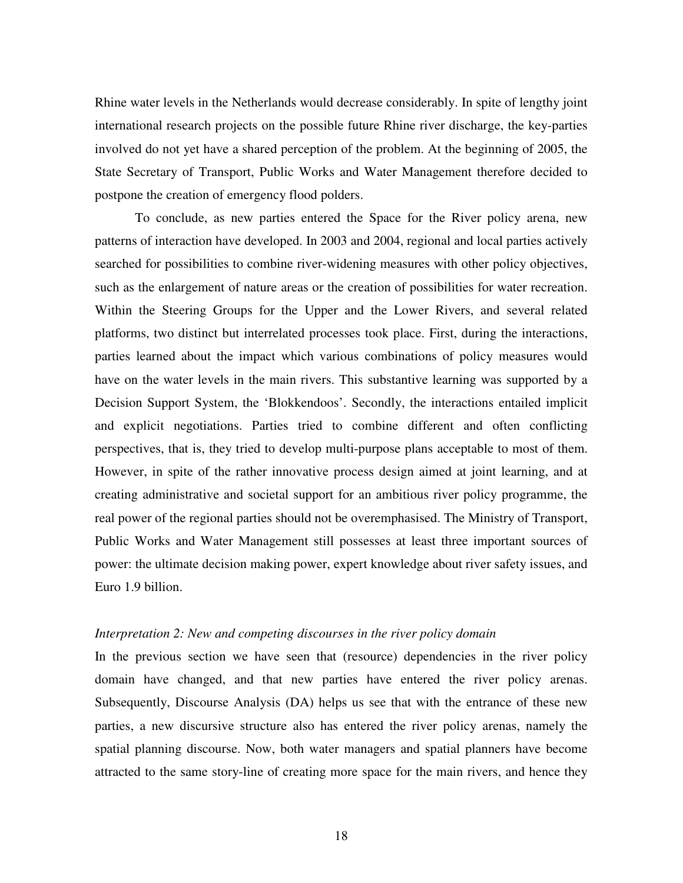Rhine water levels in the Netherlands would decrease considerably. In spite of lengthy joint international research projects on the possible future Rhine river discharge, the key-parties involved do not yet have a shared perception of the problem. At the beginning of 2005, the State Secretary of Transport, Public Works and Water Management therefore decided to postpone the creation of emergency flood polders.

To conclude, as new parties entered the Space for the River policy arena, new patterns of interaction have developed. In 2003 and 2004, regional and local parties actively searched for possibilities to combine river-widening measures with other policy objectives, such as the enlargement of nature areas or the creation of possibilities for water recreation. Within the Steering Groups for the Upper and the Lower Rivers, and several related platforms, two distinct but interrelated processes took place. First, during the interactions, parties learned about the impact which various combinations of policy measures would have on the water levels in the main rivers. This substantive learning was supported by a Decision Support System, the 'Blokkendoos'. Secondly, the interactions entailed implicit and explicit negotiations. Parties tried to combine different and often conflicting perspectives, that is, they tried to develop multi-purpose plans acceptable to most of them. However, in spite of the rather innovative process design aimed at joint learning, and at creating administrative and societal support for an ambitious river policy programme, the real power of the regional parties should not be overemphasised. The Ministry of Transport, Public Works and Water Management still possesses at least three important sources of power: the ultimate decision making power, expert knowledge about river safety issues, and Euro 1.9 billion.

### *Interpretation 2: New and competing discourses in the river policy domain*

In the previous section we have seen that (resource) dependencies in the river policy domain have changed, and that new parties have entered the river policy arenas. Subsequently, Discourse Analysis (DA) helps us see that with the entrance of these new parties, a new discursive structure also has entered the river policy arenas, namely the spatial planning discourse. Now, both water managers and spatial planners have become attracted to the same story-line of creating more space for the main rivers, and hence they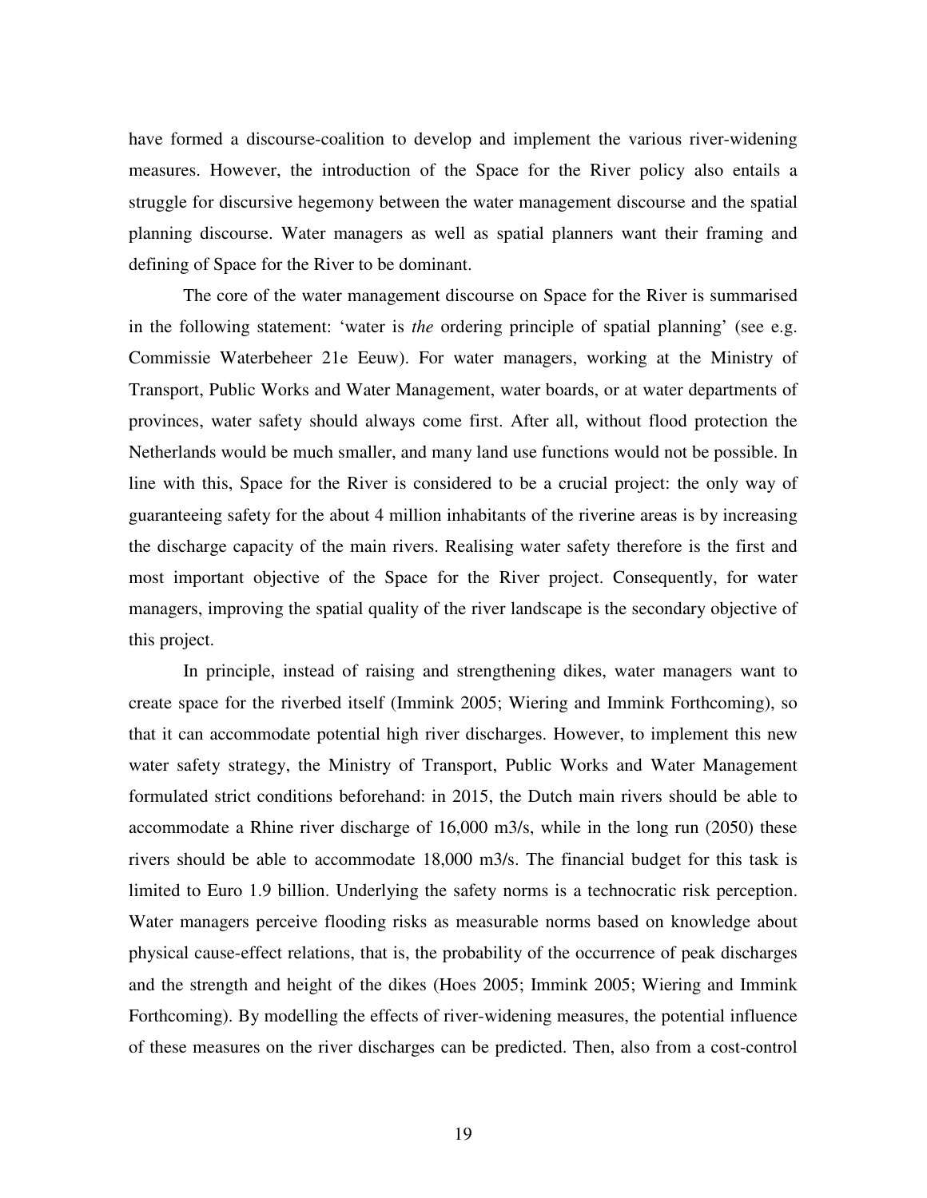have formed a discourse-coalition to develop and implement the various river-widening measures. However, the introduction of the Space for the River policy also entails a struggle for discursive hegemony between the water management discourse and the spatial planning discourse. Water managers as well as spatial planners want their framing and defining of Space for the River to be dominant.

The core of the water management discourse on Space for the River is summarised in the following statement: 'water is *the* ordering principle of spatial planning' (see e.g. Commissie Waterbeheer 21e Eeuw). For water managers, working at the Ministry of Transport, Public Works and Water Management, water boards, or at water departments of provinces, water safety should always come first. After all, without flood protection the Netherlands would be much smaller, and many land use functions would not be possible. In line with this, Space for the River is considered to be a crucial project: the only way of guaranteeing safety for the about 4 million inhabitants of the riverine areas is by increasing the discharge capacity of the main rivers. Realising water safety therefore is the first and most important objective of the Space for the River project. Consequently, for water managers, improving the spatial quality of the river landscape is the secondary objective of this project.

In principle, instead of raising and strengthening dikes, water managers want to create space for the riverbed itself (Immink 2005; Wiering and Immink Forthcoming), so that it can accommodate potential high river discharges. However, to implement this new water safety strategy, the Ministry of Transport, Public Works and Water Management formulated strict conditions beforehand: in 2015, the Dutch main rivers should be able to accommodate a Rhine river discharge of 16,000 m3/s, while in the long run (2050) these rivers should be able to accommodate 18,000 m3/s. The financial budget for this task is limited to Euro 1.9 billion. Underlying the safety norms is a technocratic risk perception. Water managers perceive flooding risks as measurable norms based on knowledge about physical cause-effect relations, that is, the probability of the occurrence of peak discharges and the strength and height of the dikes (Hoes 2005; Immink 2005; Wiering and Immink Forthcoming). By modelling the effects of river-widening measures, the potential influence of these measures on the river discharges can be predicted. Then, also from a cost-control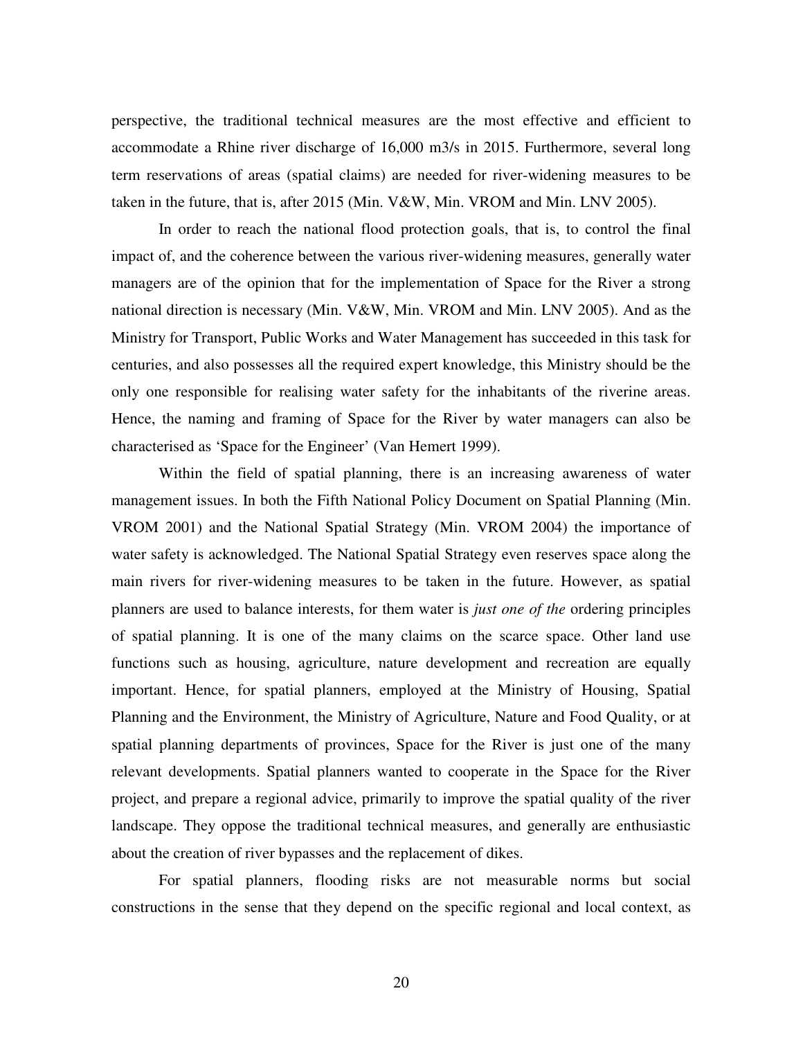perspective, the traditional technical measures are the most effective and efficient to accommodate a Rhine river discharge of 16,000 m3/s in 2015. Furthermore, several long term reservations of areas (spatial claims) are needed for river-widening measures to be taken in the future, that is, after 2015 (Min. V&W, Min. VROM and Min. LNV 2005).

In order to reach the national flood protection goals, that is, to control the final impact of, and the coherence between the various river-widening measures, generally water managers are of the opinion that for the implementation of Space for the River a strong national direction is necessary (Min. V&W, Min. VROM and Min. LNV 2005). And as the Ministry for Transport, Public Works and Water Management has succeeded in this task for centuries, and also possesses all the required expert knowledge, this Ministry should be the only one responsible for realising water safety for the inhabitants of the riverine areas. Hence, the naming and framing of Space for the River by water managers can also be characterised as 'Space for the Engineer' (Van Hemert 1999).

Within the field of spatial planning, there is an increasing awareness of water management issues. In both the Fifth National Policy Document on Spatial Planning (Min. VROM 2001) and the National Spatial Strategy (Min. VROM 2004) the importance of water safety is acknowledged. The National Spatial Strategy even reserves space along the main rivers for river-widening measures to be taken in the future. However, as spatial planners are used to balance interests, for them water is *just one of the* ordering principles of spatial planning. It is one of the many claims on the scarce space. Other land use functions such as housing, agriculture, nature development and recreation are equally important. Hence, for spatial planners, employed at the Ministry of Housing, Spatial Planning and the Environment, the Ministry of Agriculture, Nature and Food Quality, or at spatial planning departments of provinces, Space for the River is just one of the many relevant developments. Spatial planners wanted to cooperate in the Space for the River project, and prepare a regional advice, primarily to improve the spatial quality of the river landscape. They oppose the traditional technical measures, and generally are enthusiastic about the creation of river bypasses and the replacement of dikes.

For spatial planners, flooding risks are not measurable norms but social constructions in the sense that they depend on the specific regional and local context, as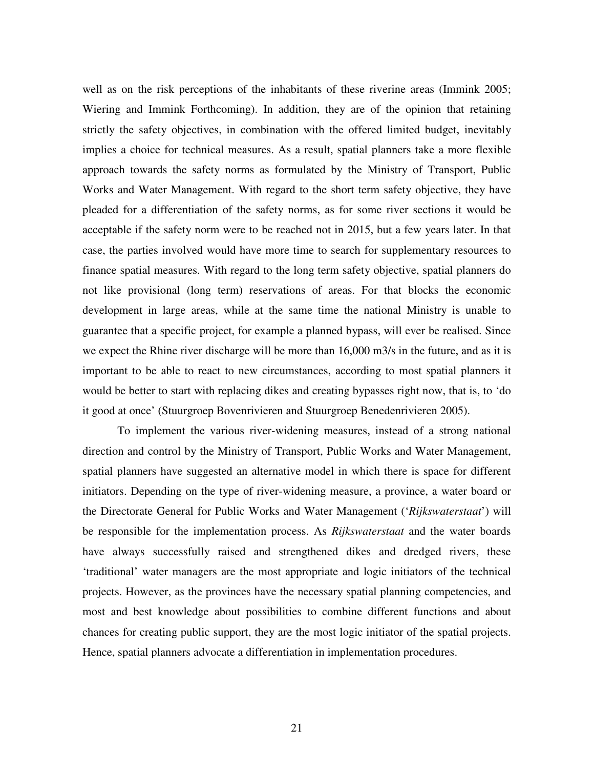well as on the risk perceptions of the inhabitants of these riverine areas (Immink 2005; Wiering and Immink Forthcoming). In addition, they are of the opinion that retaining strictly the safety objectives, in combination with the offered limited budget, inevitably implies a choice for technical measures. As a result, spatial planners take a more flexible approach towards the safety norms as formulated by the Ministry of Transport, Public Works and Water Management. With regard to the short term safety objective, they have pleaded for a differentiation of the safety norms, as for some river sections it would be acceptable if the safety norm were to be reached not in 2015, but a few years later. In that case, the parties involved would have more time to search for supplementary resources to finance spatial measures. With regard to the long term safety objective, spatial planners do not like provisional (long term) reservations of areas. For that blocks the economic development in large areas, while at the same time the national Ministry is unable to guarantee that a specific project, for example a planned bypass, will ever be realised. Since we expect the Rhine river discharge will be more than 16,000 m3/s in the future, and as it is important to be able to react to new circumstances, according to most spatial planners it would be better to start with replacing dikes and creating bypasses right now, that is, to 'do it good at once' (Stuurgroep Bovenrivieren and Stuurgroep Benedenrivieren 2005).

To implement the various river-widening measures, instead of a strong national direction and control by the Ministry of Transport, Public Works and Water Management, spatial planners have suggested an alternative model in which there is space for different initiators. Depending on the type of river-widening measure, a province, a water board or the Directorate General for Public Works and Water Management ('*Rijkswaterstaat*') will be responsible for the implementation process. As *Rijkswaterstaat* and the water boards have always successfully raised and strengthened dikes and dredged rivers, these 'traditional' water managers are the most appropriate and logic initiators of the technical projects. However, as the provinces have the necessary spatial planning competencies, and most and best knowledge about possibilities to combine different functions and about chances for creating public support, they are the most logic initiator of the spatial projects. Hence, spatial planners advocate a differentiation in implementation procedures.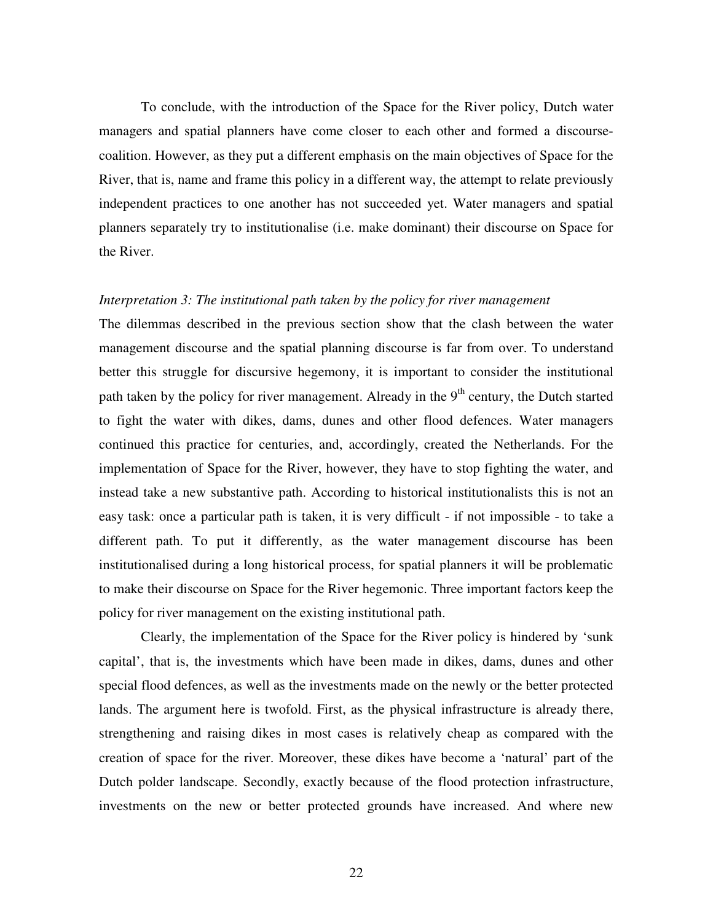To conclude, with the introduction of the Space for the River policy, Dutch water managers and spatial planners have come closer to each other and formed a discourse-coalition. However, as they put a different emphasis on the main objectives of Space for the River, that is, name and frame this policy in a different way, the attempt to relate previously independent practices to one another has not succeeded yet. Water managers and spatial planners separately try to institutionalise (i.e. make dominant) their discourse on Space for the River.

*Interpretation 3: The institutional path taken by the policy for river management*

The dilemmas described in the previous section show that the clash between the water management discourse and the spatial planning discourse is far from over. To understand better this struggle for discursive hegemony, it is important to consider the institutional path taken by the policy for river management. Already in the 9th century, the Dutch started to fight the water with dikes, dams, dunes and other flood defences. Water managers continued this practice for centuries, and, accordingly, created the Netherlands. For the implementation of Space for the River, however, they have to stop fighting the water, and instead take a new substantive path. According to historical institutionalists this is not an easy task: once a particular path is taken, it is very difficult - if not impossible - to take a different path. To put it differently, as the water management discourse has been institutionalised during a long historical process, for spatial planners it will be problematic to make their discourse on Space for the River hegemonic. Three important factors keep the policy for river management on the existing institutional path.

Clearly, the implementation of the Space for the River policy is hindered by 'sunk capital', that is, the investments which have been made in dikes, dams, dunes and other special flood defences, as well as the investments made on the newly or the better protected lands. The argument here is twofold. First, as the physical infrastructure is already there, strengthening and raising dikes in most cases is relatively cheap as compared with the creation of space for the river. Moreover, these dikes have become a 'natural' part of the Dutch polder landscape. Secondly, exactly because of the flood protection infrastructure, investments on the new or better protected grounds have increased. And where new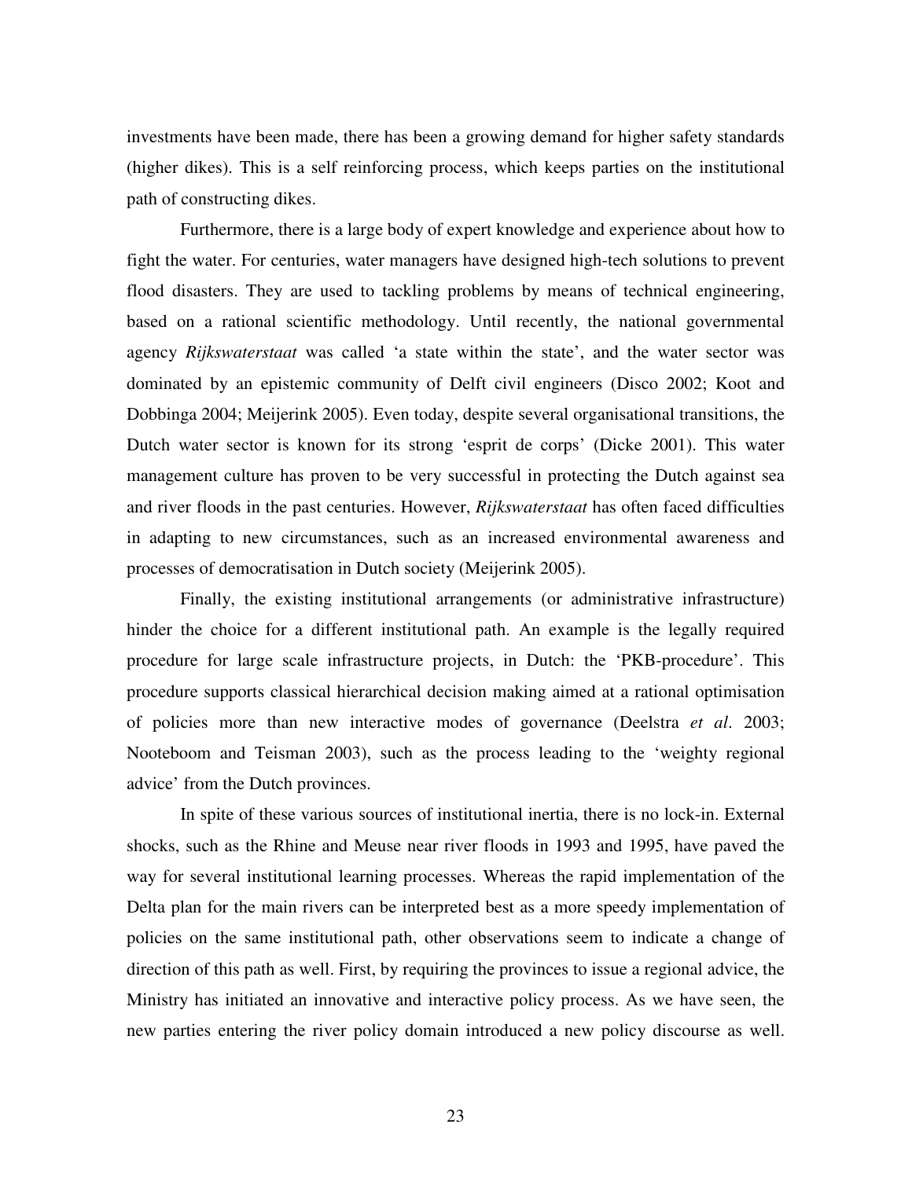investments have been made, there has been a growing demand for higher safety standards (higher dikes). This is a self reinforcing process, which keeps parties on the institutional path of constructing dikes.

Furthermore, there is a large body of expert knowledge and experience about how to fight the water. For centuries, water managers have designed high-tech solutions to prevent flood disasters. They are used to tackling problems by means of technical engineering, based on a rational scientific methodology. Until recently, the national governmental agency *Rijkswaterstaat* was called 'a state within the state', and the water sector was dominated by an epistemic community of Delft civil engineers (Disco 2002; Koot and Dobbinga 2004; Meijerink 2005). Even today, despite several organisational transitions, the Dutch water sector is known for its strong 'esprit de corps' (Dicke 2001). This water management culture has proven to be very successful in protecting the Dutch against sea and river floods in the past centuries. However, *Rijkswaterstaat* has often faced difficulties in adapting to new circumstances, such as an increased environmental awareness and processes of democratisation in Dutch society (Meijerink 2005).

Finally, the existing institutional arrangements (or administrative infrastructure) hinder the choice for a different institutional path. An example is the legally required procedure for large scale infrastructure projects, in Dutch: the 'PKB-procedure'. This procedure supports classical hierarchical decision making aimed at a rational optimisation of policies more than new interactive modes of governance (Deelstra *et al*. 2003; Nooteboom and Teisman 2003), such as the process leading to the 'weighty regional advice' from the Dutch provinces.

In spite of these various sources of institutional inertia, there is no lock-in. External shocks, such as the Rhine and Meuse near river floods in 1993 and 1995, have paved the way for several institutional learning processes. Whereas the rapid implementation of the Delta plan for the main rivers can be interpreted best as a more speedy implementation of policies on the same institutional path, other observations seem to indicate a change of direction of this path as well. First, by requiring the provinces to issue a regional advice, the Ministry has initiated an innovative and interactive policy process. As we have seen, the new parties entering the river policy domain introduced a new policy discourse as well.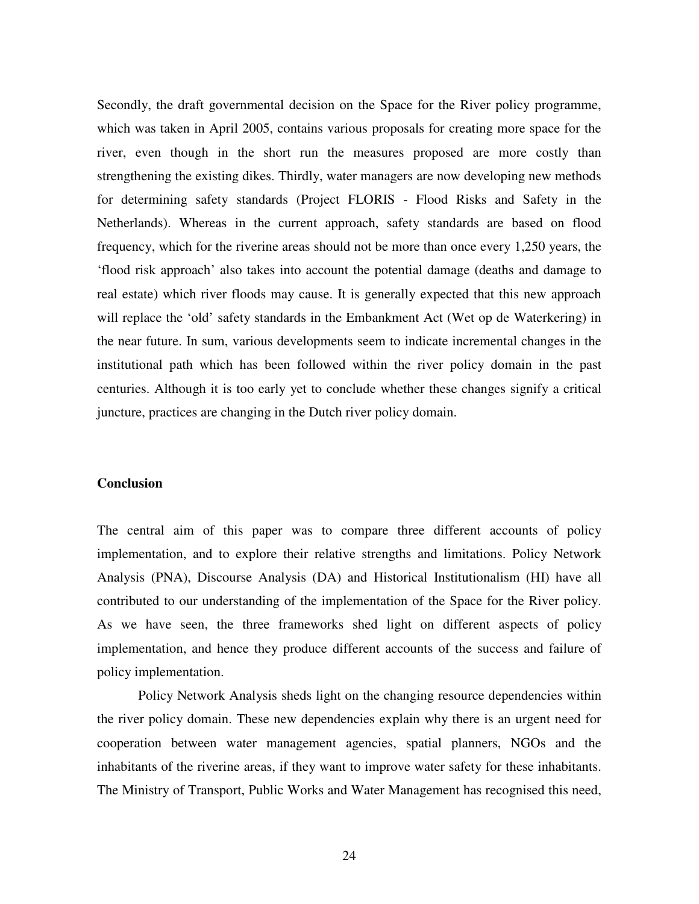Secondly, the draft governmental decision on the Space for the River policy programme, which was taken in April 2005, contains various proposals for creating more space for the river, even though in the short run the measures proposed are more costly than strengthening the existing dikes. Thirdly, water managers are now developing new methods for determining safety standards (Project FLORIS - Flood Risks and Safety in the Netherlands). Whereas in the current approach, safety standards are based on flood frequency, which for the riverine areas should not be more than once every 1,250 years, the 'flood risk approach' also takes into account the potential damage (deaths and damage to real estate) which river floods may cause. It is generally expected that this new approach will replace the 'old' safety standards in the Embankment Act (Wet op de Waterkering) in the near future. In sum, various developments seem to indicate incremental changes in the institutional path which has been followed within the river policy domain in the past centuries. Although it is too early yet to conclude whether these changes signify a critical juncture, practices are changing in the Dutch river policy domain.

## Conclusion

The central aim of this paper was to compare three different accounts of policy implementation, and to explore their relative strengths and limitations. Policy Network Analysis (PNA), Discourse Analysis (DA) and Historical Institutionalism (HI) have all contributed to our understanding of the implementation of the Space for the River policy. As we have seen, the three frameworks shed light on different aspects of policy implementation, and hence they produce different accounts of the success and failure of policy implementation.

Policy Network Analysis sheds light on the changing resource dependencies within the river policy domain. These new dependencies explain why there is an urgent need for cooperation between water management agencies, spatial planners, NGOs and the inhabitants of the riverine areas, if they want to improve water safety for these inhabitants. The Ministry of Transport, Public Works and Water Management has recognised this need,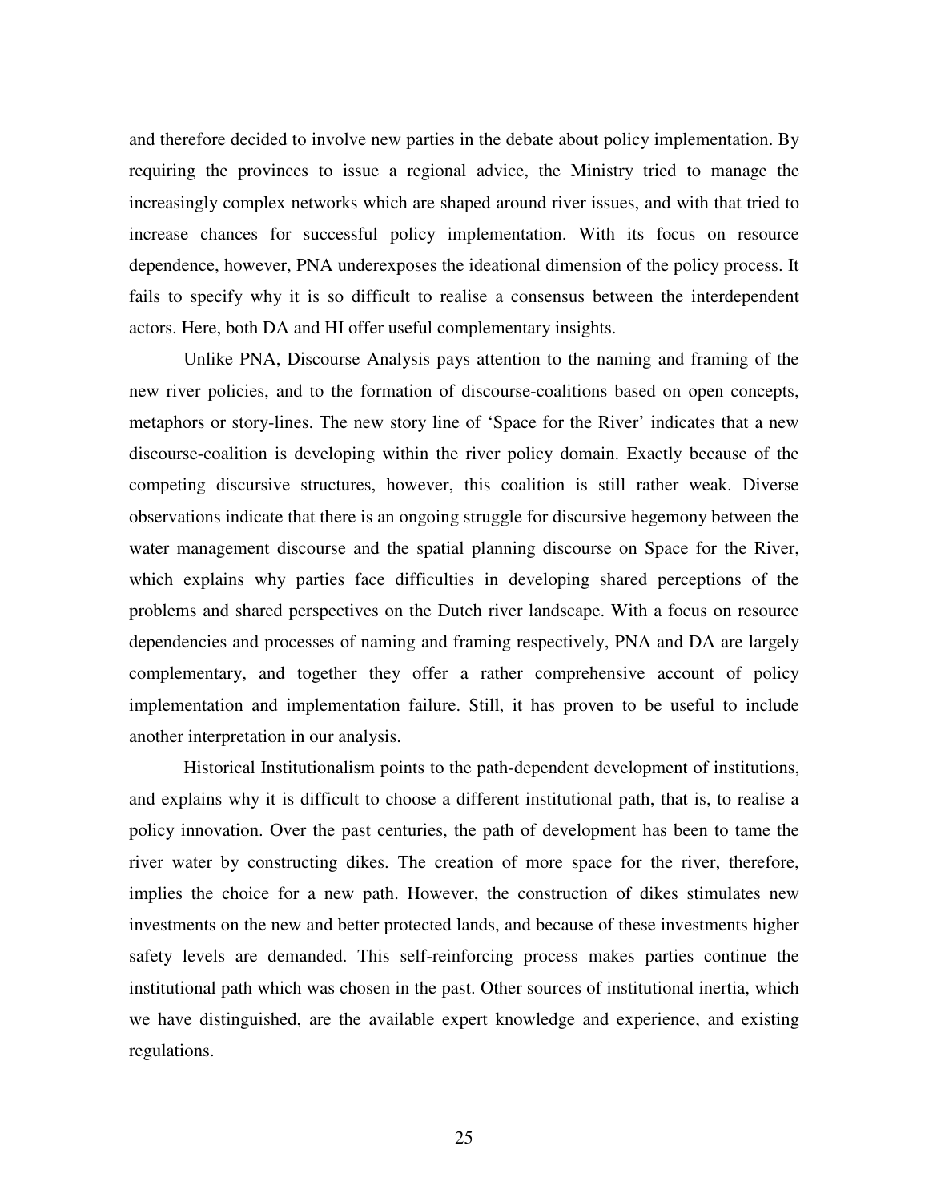and therefore decided to involve new parties in the debate about policy implementation. By requiring the provinces to issue a regional advice, the Ministry tried to manage the increasingly complex networks which are shaped around river issues, and with that tried to increase chances for successful policy implementation. With its focus on resource dependence, however, PNA underexposes the ideational dimension of the policy process. It fails to specify why it is so difficult to realise a consensus between the interdependent actors. Here, both DA and HI offer useful complementary insights.

Unlike PNA, Discourse Analysis pays attention to the naming and framing of the new river policies, and to the formation of discourse-coalitions based on open concepts, metaphors or story-lines. The new story line of 'Space for the River' indicates that a new discourse-coalition is developing within the river policy domain. Exactly because of the competing discursive structures, however, this coalition is still rather weak. Diverse observations indicate that there is an ongoing struggle for discursive hegemony between the water management discourse and the spatial planning discourse on Space for the River, which explains why parties face difficulties in developing shared perceptions of the problems and shared perspectives on the Dutch river landscape. With a focus on resource dependencies and processes of naming and framing respectively, PNA and DA are largely complementary, and together they offer a rather comprehensive account of policy implementation and implementation failure. Still, it has proven to be useful to include another interpretation in our analysis.

Historical Institutionalism points to the path-dependent development of institutions, and explains why it is difficult to choose a different institutional path, that is, to realise a policy innovation. Over the past centuries, the path of development has been to tame the river water by constructing dikes. The creation of more space for the river, therefore, implies the choice for a new path. However, the construction of dikes stimulates new investments on the new and better protected lands, and because of these investments higher safety levels are demanded. This self-reinforcing process makes parties continue the institutional path which was chosen in the past. Other sources of institutional inertia, which we have distinguished, are the available expert knowledge and experience, and existing regulations.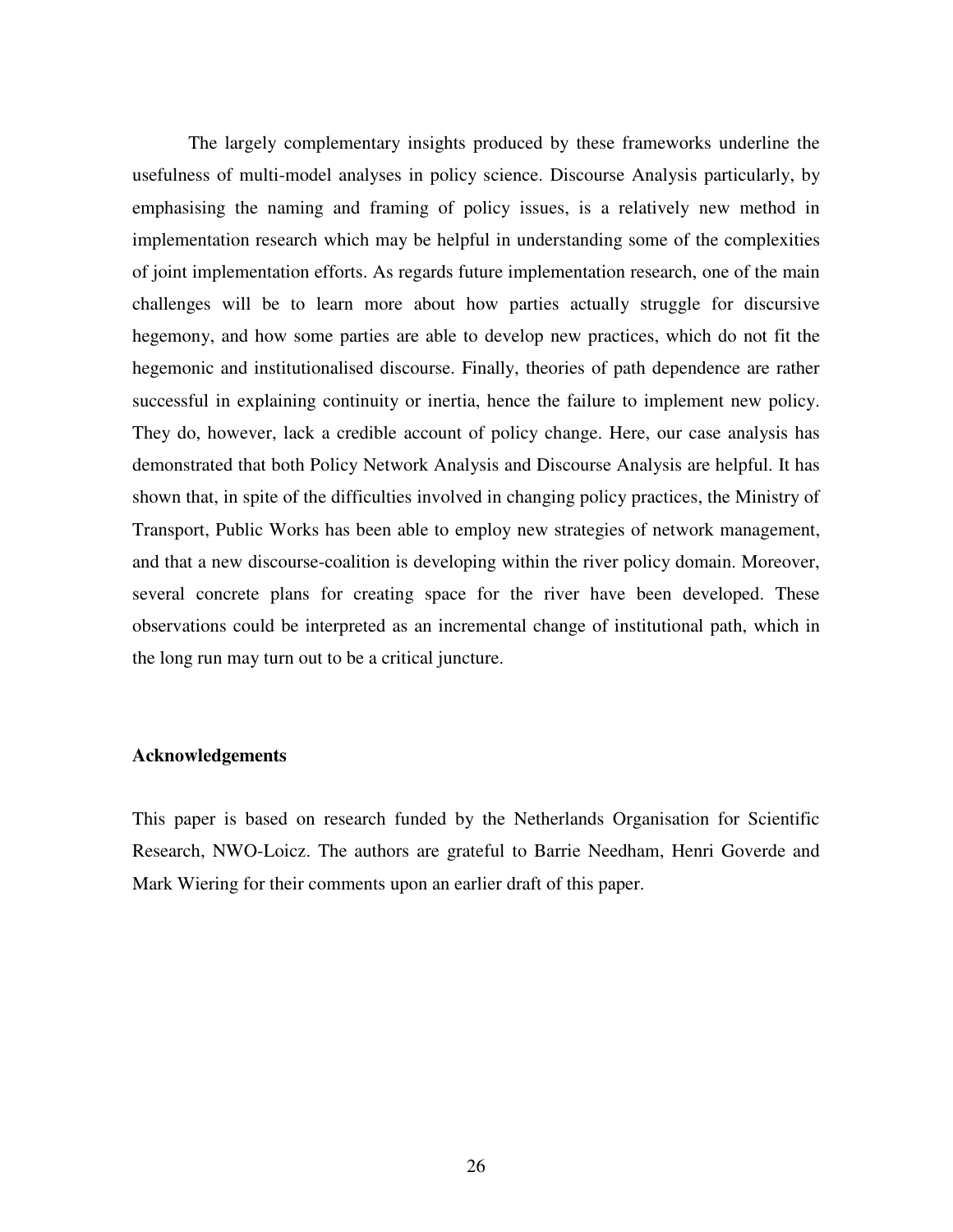The largely complementary insights produced by these frameworks underline the usefulness of multi-model analyses in policy science. Discourse Analysis particularly, by emphasising the naming and framing of policy issues, is a relatively new method in implementation research which may be helpful in understanding some of the complexities of joint implementation efforts. As regards future implementation research, one of the main challenges will be to learn more about how parties actually struggle for discursive hegemony, and how some parties are able to develop new practices, which do not fit the hegemonic and institutionalised discourse. Finally, theories of path dependence are rather successful in explaining continuity or inertia, hence the failure to implement new policy. They do, however, lack a credible account of policy change. Here, our case analysis has demonstrated that both Policy Network Analysis and Discourse Analysis are helpful. It has shown that, in spite of the difficulties involved in changing policy practices, the Ministry of Transport, Public Works has been able to employ new strategies of network management, and that a new discourse-coalition is developing within the river policy domain. Moreover, several concrete plans for creating space for the river have been developed. These observations could be interpreted as an incremental change of institutional path, which in the long run may turn out to be a critical juncture.

**Acknowledgements**

This paper is based on research funded by the Netherlands Organisation for Scientific Research, NWO-Loicz. The authors are grateful to Barrie Needham, Henri Goverde and Mark Wiering for their comments upon an earlier draft of this paper.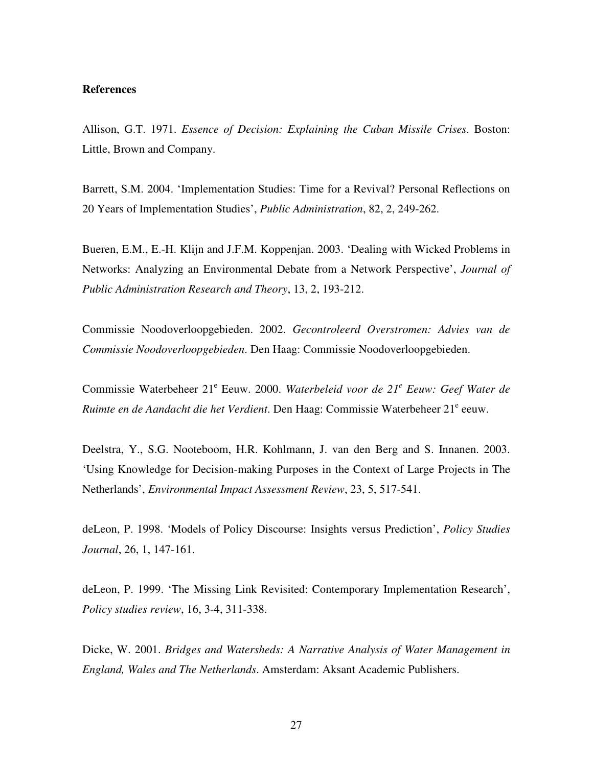**References**

Allison, G.T. 1971. *Essence of Decision: Explaining the Cuban Missile Crises*. Boston: Little, Brown and Company.

Barrett, S.M. 2004. 'Implementation Studies: Time for a Revival? Personal Reflections on 20 Years of Implementation Studies', *Public Administration*, 82, 2, 249-262.

Bueren, E.M., E.-H. Klijn and J.F.M. Koppenjan. 2003. 'Dealing with Wicked Problems in Networks: Analyzing an Environmental Debate from a Network Perspective', *Journal of Public Administration Research and Theory*, 13, 2, 193-212.

Commissie Noodoverloopgebieden. 2002. *Gecontroleerd Overstromen: Advies van de Commissie Noodoverloopgebieden*. Den Haag: Commissie Noodoverloopgebieden.

Commissie Waterbeheer 21e Eeuw. 2000. *Waterbeleid voor de 21e Eeuw: Geef Water de Ruimte en de Aandacht die het Verdient*. Den Haag: Commissie Waterbeheer 21e eeuw.

Deelstra, Y., S.G. Nooteboom, H.R. Kohlmann, J. van den Berg and S. Innanen. 2003. 'Using Knowledge for Decision-making Purposes in the Context of Large Projects in The Netherlands', *Environmental Impact Assessment Review*, 23, 5, 517-541.

deLeon, P. 1998. 'Models of Policy Discourse: Insights versus Prediction', *Policy Studies Journal*, 26, 1, 147-161.

deLeon, P. 1999. 'The Missing Link Revisited: Contemporary Implementation Research', *Policy studies review*, 16, 3-4, 311-338.

Dicke, W. 2001. *Bridges and Watersheds: A Narrative Analysis of Water Management in England, Wales and The Netherlands*. Amsterdam: Aksant Academic Publishers.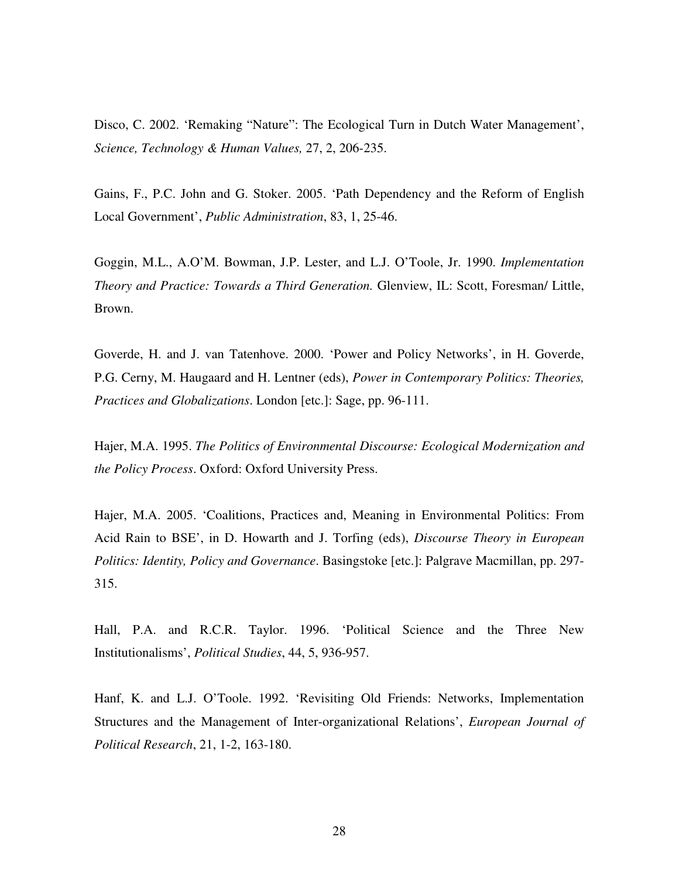Disco, C. 2002. ‘Remaking “Nature”: The Ecological Turn in Dutch Water Management’, *Science, Technology & Human Values,* 27, 2, 206-235.

Gains, F., P.C. John and G. Stoker. 2005. ‘Path Dependency and the Reform of English Local Government’, *Public Administration*, 83, 1, 25-46.

Goggin, M.L., A.O’M. Bowman, J.P. Lester, and L.J. O’Toole, Jr. 1990. *Implementation Theory and Practice: Towards a Third Generation.* Glenview, IL: Scott, Foresman/ Little, Brown.

Goverde, H. and J. van Tatenhove. 2000. ‘Power and Policy Networks’, in H. Goverde, P.G. Cerny, M. Haugaard and H. Lentner (eds), *Power in Contemporary Politics: Theories, Practices and Globalizations*. London [etc.]: Sage, pp. 96-111.

Hajer, M.A. 1995. *The Politics of Environmental Discourse: Ecological Modernization and the Policy Process*. Oxford: Oxford University Press.

Hajer, M.A. 2005. ‘Coalitions, Practices and, Meaning in Environmental Politics: From Acid Rain to BSE’, in D. Howarth and J. Torfing (eds), *Discourse Theory in European Politics: Identity, Policy and Governance*. Basingstoke [etc.]: Palgrave Macmillan, pp. 297-315.

Hall, P.A. and R.C.R. Taylor. 1996. ‘Political Science and the Three New Institutionalisms’, *Political Studies*, 44, 5, 936-957.

Hanf, K. and L.J. O’Toole. 1992. ‘Revisiting Old Friends: Networks, Implementation Structures and the Management of Inter-organizational Relations’, *European Journal of Political Research*, 21, 1-2, 163-180.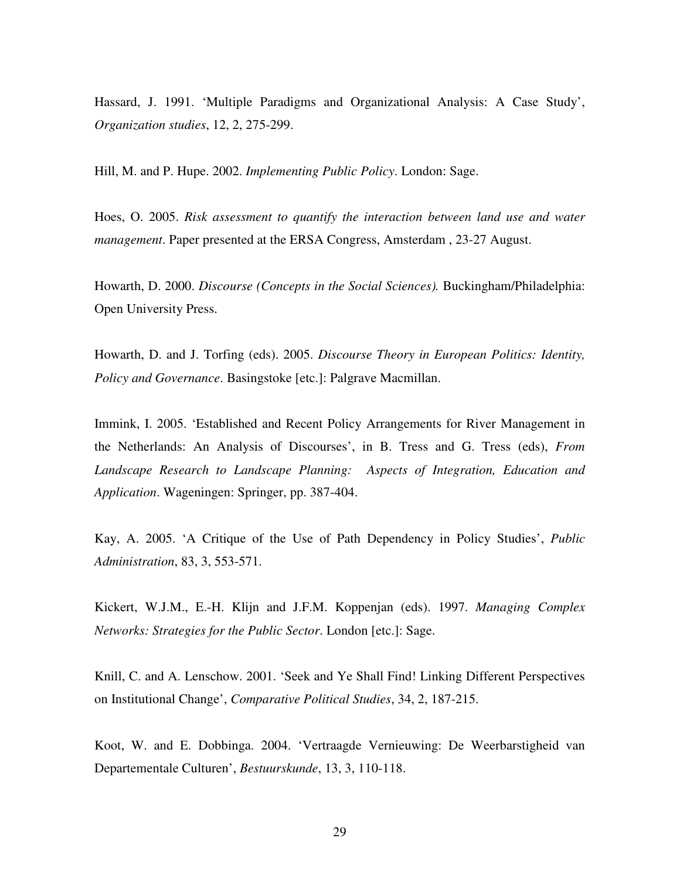Hassard, J. 1991. 'Multiple Paradigms and Organizational Analysis: A Case Study', *Organization studies*, 12, 2, 275-299.

Hill, M. and P. Hupe. 2002. *Implementing Public Policy*. London: Sage.

Hoes, O. 2005. *Risk assessment to quantify the interaction between land use and water management*. Paper presented at the ERSA Congress, Amsterdam , 23-27 August.

Howarth, D. 2000. *Discourse (Concepts in the Social Sciences).* Buckingham/Philadelphia: Open University Press.

Howarth, D. and J. Torfing (eds). 2005. *Discourse Theory in European Politics: Identity, Policy and Governance*. Basingstoke [etc.]: Palgrave Macmillan.

Immink, I. 2005. 'Established and Recent Policy Arrangements for River Management in the Netherlands: An Analysis of Discourses', in B. Tress and G. Tress (eds), *From Landscape Research to Landscape Planning: Aspects of Integration, Education and Application*. Wageningen: Springer, pp. 387-404.

Kay, A. 2005. 'A Critique of the Use of Path Dependency in Policy Studies', *Public Administration*, 83, 3, 553-571.

Kickert, W.J.M., E.-H. Klijn and J.F.M. Koppenjan (eds). 1997. *Managing Complex Networks: Strategies for the Public Sector*. London [etc.]: Sage.

Knill, C. and A. Lenschow. 2001. 'Seek and Ye Shall Find! Linking Different Perspectives on Institutional Change', *Comparative Political Studies*, 34, 2, 187-215.

Koot, W. and E. Dobbinga. 2004. 'Vertraagde Vernieuwing: De Weerbarstigheid van Departementale Culturen', *Bestuurskunde*, 13, 3, 110-118.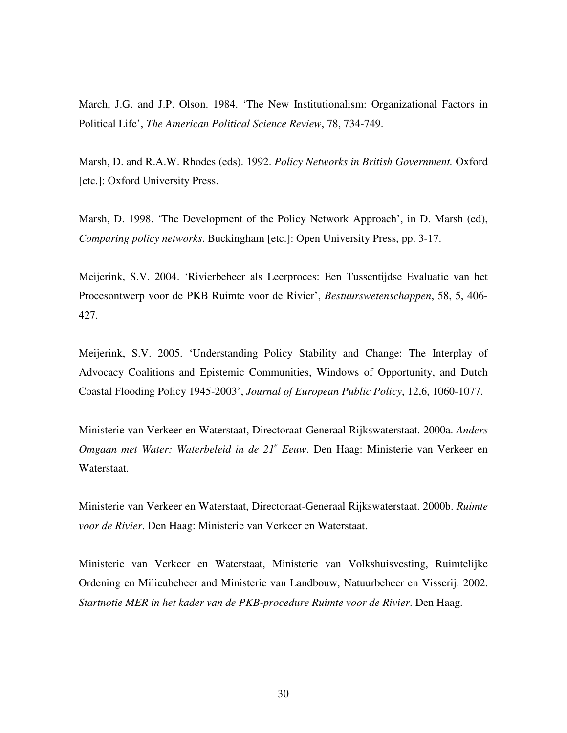March, J.G. and J.P. Olson. 1984. 'The New Institutionalism: Organizational Factors in Political Life', *The American Political Science Review*, 78, 734-749.

Marsh, D. and R.A.W. Rhodes (eds). 1992. *Policy Networks in British Government.* Oxford [etc.]: Oxford University Press.

Marsh, D. 1998. 'The Development of the Policy Network Approach', in D. Marsh (ed), *Comparing policy networks*. Buckingham [etc.]: Open University Press, pp. 3-17.

Meijerink, S.V. 2004. 'Rivierbeheer als Leerproces: Een Tussentijdse Evaluatie van het Procesontwerp voor de PKB Ruimte voor de Rivier', *Bestuurswetenschappen*, 58, 5, 406-427.

Meijerink, S.V. 2005. 'Understanding Policy Stability and Change: The Interplay of Advocacy Coalitions and Epistemic Communities, Windows of Opportunity, and Dutch Coastal Flooding Policy 1945-2003', *Journal of European Public Policy*, 12,6, 1060-1077.

Ministerie van Verkeer en Waterstaat, Directoraat-Generaal Rijkswaterstaat. 2000a. *Anders Omgaan met Water: Waterbeleid in de 21$^{e}$ Eeuw*. Den Haag: Ministerie van Verkeer en Waterstaat.

Ministerie van Verkeer en Waterstaat, Directoraat-Generaal Rijkswaterstaat. 2000b. *Ruimte voor de Rivier*. Den Haag: Ministerie van Verkeer en Waterstaat.

Ministerie van Verkeer en Waterstaat, Ministerie van Volkshuisvesting, Ruimtelijke Ordening en Milieubeheer and Ministerie van Landbouw, Natuurbeheer en Visserij. 2002. *Startnotie MER in het kader van de PKB-procedure Ruimte voor de Rivier*. Den Haag.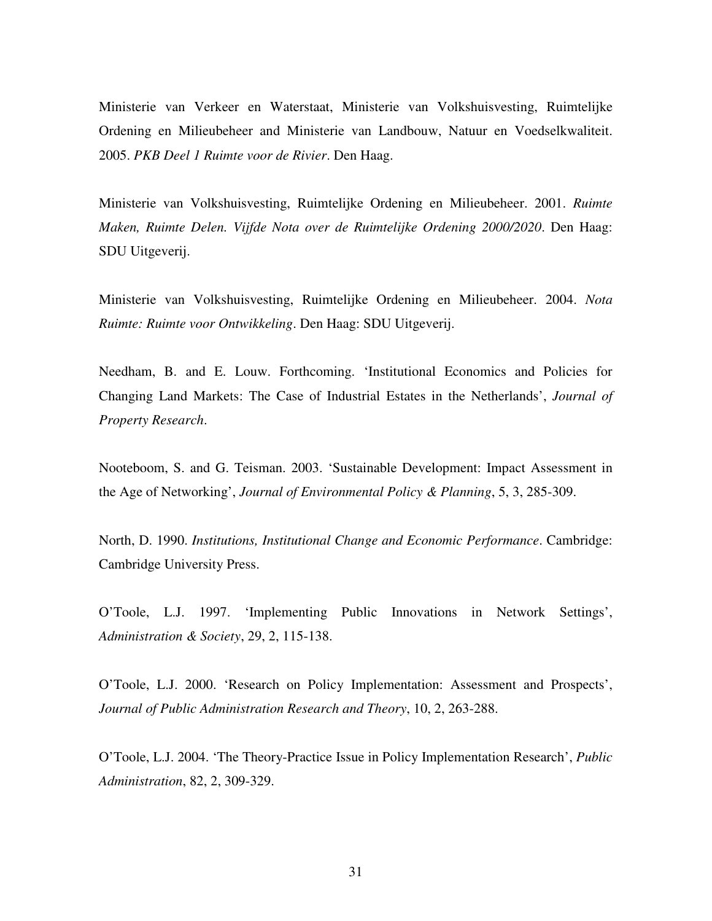Ministerie van Verkeer en Waterstaat, Ministerie van Volkshuisvesting, Ruimtelijke Ordening en Milieubeheer and Ministerie van Landbouw, Natuur en Voedselkwaliteit. 2005. *PKB Deel 1 Ruimte voor de Rivier*. Den Haag.

Ministerie van Volkshuisvesting, Ruimtelijke Ordening en Milieubeheer. 2001. *Ruimte Maken, Ruimte Delen. Vijfde Nota over de Ruimtelijke Ordening 2000/2020*. Den Haag: SDU Uitgeverij.

Ministerie van Volkshuisvesting, Ruimtelijke Ordening en Milieubeheer. 2004. *Nota Ruimte: Ruimte voor Ontwikkeling*. Den Haag: SDU Uitgeverij.

Needham, B. and E. Louw. Forthcoming. 'Institutional Economics and Policies for Changing Land Markets: The Case of Industrial Estates in the Netherlands', *Journal of Property Research*.

Nooteboom, S. and G. Teisman. 2003. 'Sustainable Development: Impact Assessment in the Age of Networking', *Journal of Environmental Policy & Planning*, 5, 3, 285-309.

North, D. 1990. *Institutions, Institutional Change and Economic Performance*. Cambridge: Cambridge University Press.

O'Toole, L.J. 1997. 'Implementing Public Innovations in Network Settings', *Administration & Society*, 29, 2, 115-138.

O'Toole, L.J. 2000. 'Research on Policy Implementation: Assessment and Prospects', *Journal of Public Administration Research and Theory*, 10, 2, 263-288.

O'Toole, L.J. 2004. 'The Theory-Practice Issue in Policy Implementation Research', *Public Administration*, 82, 2, 309-329.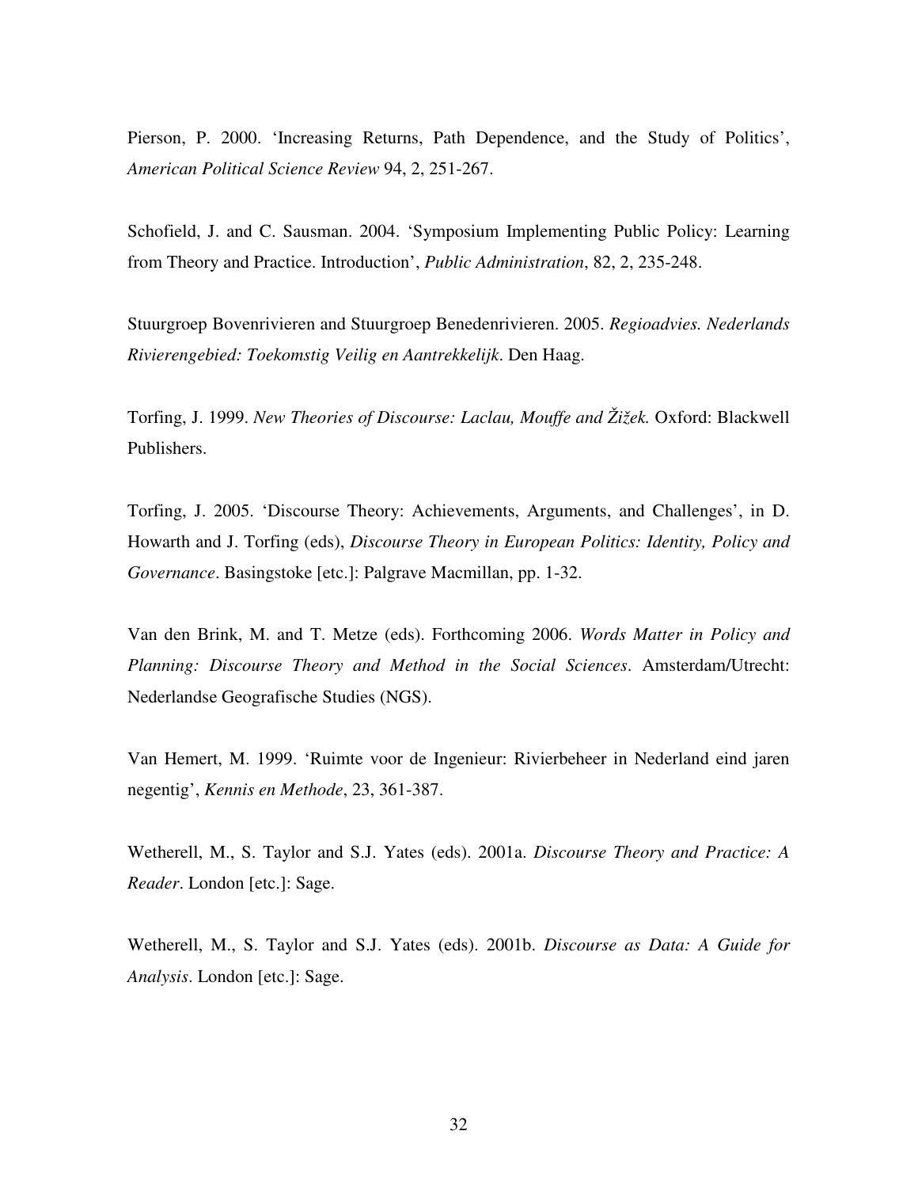Pierson, P. 2000. 'Increasing Returns, Path Dependence, and the Study of Politics', *American Political Science Review* 94, 2, 251-267.

Schofield, J. and C. Sausman. 2004. 'Symposium Implementing Public Policy: Learning from Theory and Practice. Introduction', *Public Administration*, 82, 2, 235-248.

Stuurgroep Bovenrivieren and Stuurgroep Benedenrivieren. 2005. *Regioadvies. Nederlands Rivierengebied: Toekomstig Veilig en Aantrekkelijk*. Den Haag.

Torfing, J. 1999. *New Theories of Discourse: Laclau, Mouffe and Žižek.* Oxford: Blackwell Publishers.

Torfing, J. 2005. 'Discourse Theory: Achievements, Arguments, and Challenges', in D. Howarth and J. Torfing (eds), *Discourse Theory in European Politics: Identity, Policy and Governance*. Basingstoke [etc.]: Palgrave Macmillan, pp. 1-32.

Van den Brink, M. and T. Metze (eds). Forthcoming 2006. *Words Matter in Policy and Planning: Discourse Theory and Method in the Social Sciences*. Amsterdam/Utrecht: Nederlandse Geografische Studies (NGS).

Van Hemert, M. 1999. 'Ruimte voor de Ingenieur: Rivierbeheer in Nederland eind jaren negentig', *Kennis en Methode*, 23, 361-387.

Wetherell, M., S. Taylor and S.J. Yates (eds). 2001a. *Discourse Theory and Practice: A Reader*. London [etc.]: Sage.

Wetherell, M., S. Taylor and S.J. Yates (eds). 2001b. *Discourse as Data: A Guide for Analysis*. London [etc.]: Sage.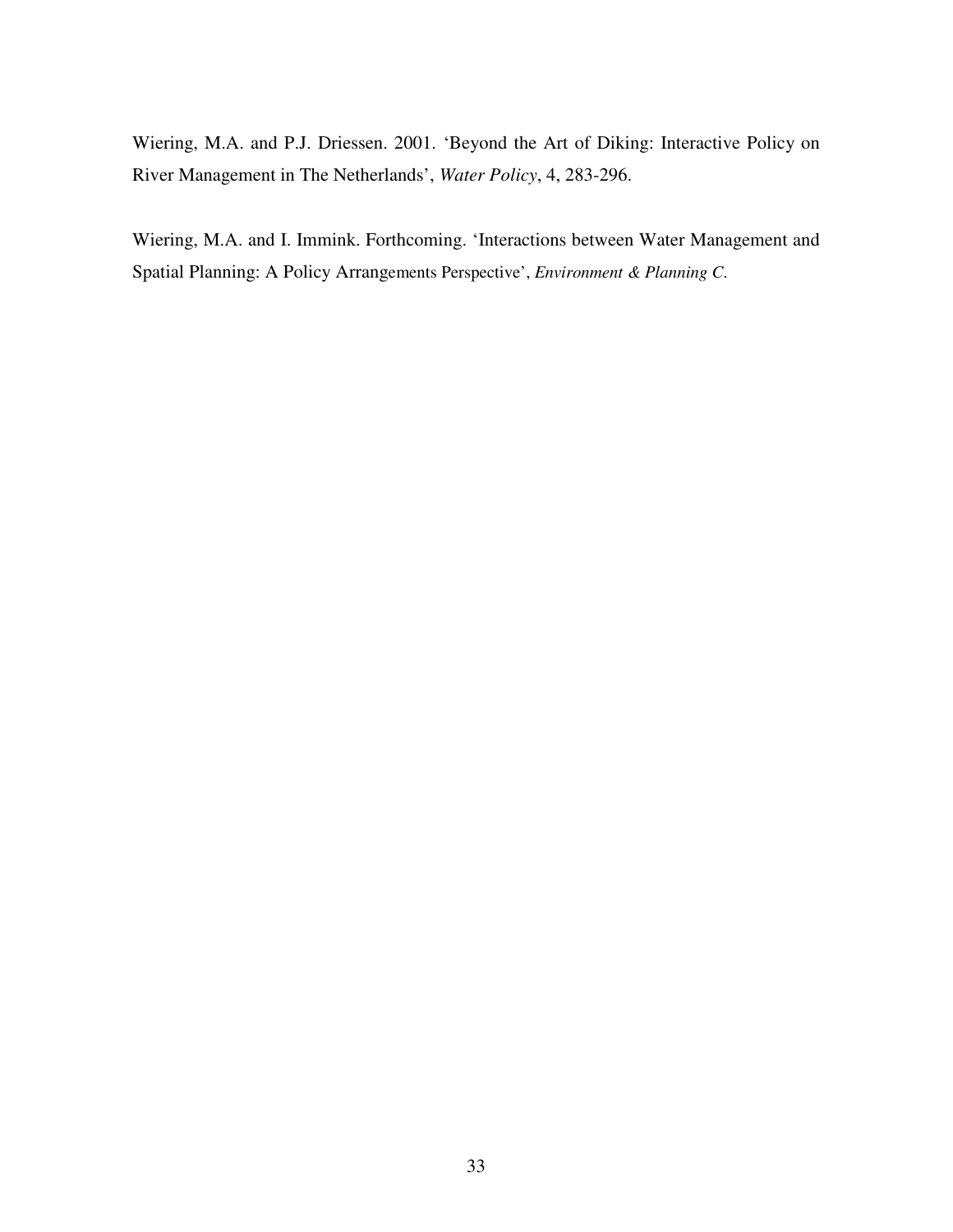Wiering, M.A. and P.J. Driessen. 2001. 'Beyond the Art of Diking: Interactive Policy on River Management in The Netherlands', *Water Policy*, 4, 283-296.

Wiering, M.A. and I. Immink. Forthcoming. 'Interactions between Water Management and Spatial Planning: A Policy Arrangements Perspective', *Environment & Planning C*.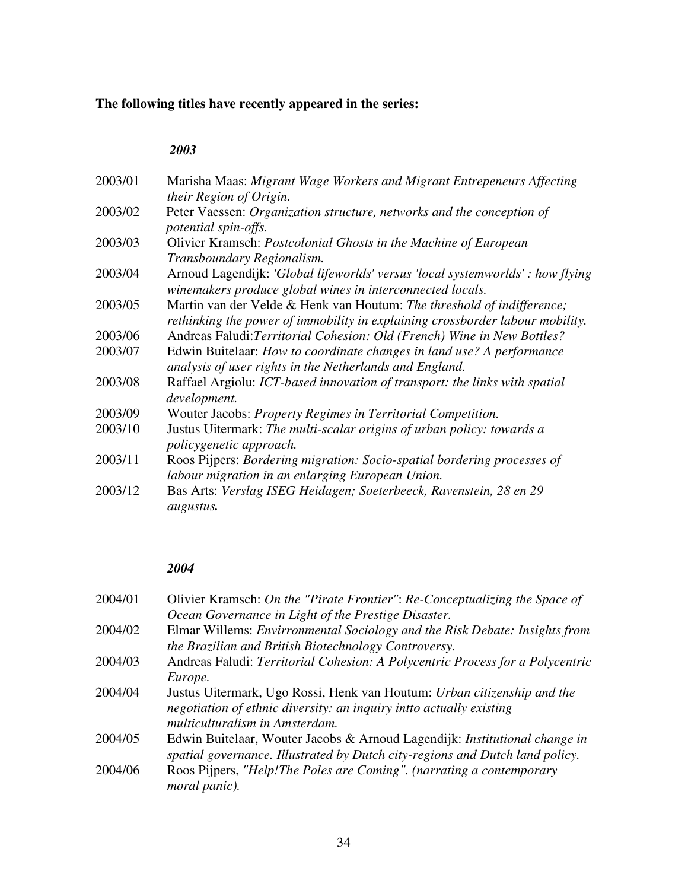**The following titles have recently appeared in the series:**

***2003***

2003/01 Marisha Maas: *Migrant Wage Workers and Migrant Entrepeneurs Affecting their Region of Origin.*

2003/02 Peter Vaessen: *Organization structure, networks and the conception of potential spin-offs.*

2003/03 Olivier Kramsch: *Postcolonial Ghosts in the Machine of European Transboundary Regionalism.*

2003/04 Arnoud Lagendijk: *'Global lifeworlds' versus 'local systemworlds' : how flying winemakers produce global wines in interconnected locals.*

2003/05 Martin van der Velde & Henk van Houtum: *The threshold of indifference; rethinking the power of immobility in explaining crossborder labour mobility.*

2003/06 Andreas Faludi:*Territorial Cohesion: Old (French) Wine in New Bottles?*

2003/07 Edwin Buitelaar: *How to coordinate changes in land use? A performance analysis of user rights in the Netherlands and England.*

2003/08 Raffael Argiolu: *ICT-based innovation of transport: the links with spatial development.*

2003/09 Wouter Jacobs: *Property Regimes in Territorial Competition.*

2003/10 Justus Uitermark: *The multi-scalar origins of urban policy: towards a policygenetic approach.*

2003/11 Roos Pijpers: *Bordering migration: Socio-spatial bordering processes of labour migration in an enlarging European Union.*

2003/12 Bas Arts: *Verslag ISEG Heidagen; Soeterbeeck, Ravenstein, 28 en 29 augustus.*

***2004***

2004/01 Olivier Kramsch: *On the "Pirate Frontier"*: *Re-Conceptualizing the Space of Ocean Governance in Light of the Prestige Disaster.*

2004/02 Elmar Willems: *Envirronmental Sociology and the Risk Debate: Insights from the Brazilian and British Biotechnology Controversy.*

2004/03 Andreas Faludi: *Territorial Cohesion: A Polycentric Process for a Polycentric Europe.*

2004/04 Justus Uitermark, Ugo Rossi, Henk van Houtum: *Urban citizenship and the negotiation of ethnic diversity: an inquiry intto actually existing multiculturalism in Amsterdam.*

2004/05 Edwin Buitelaar, Wouter Jacobs & Arnoud Lagendijk: *Institutional change in spatial governance. Illustrated by Dutch city-regions and Dutch land policy.*

2004/06 Roos Pijpers, *"Help!The Poles are Coming". (narrating a contemporary moral panic).*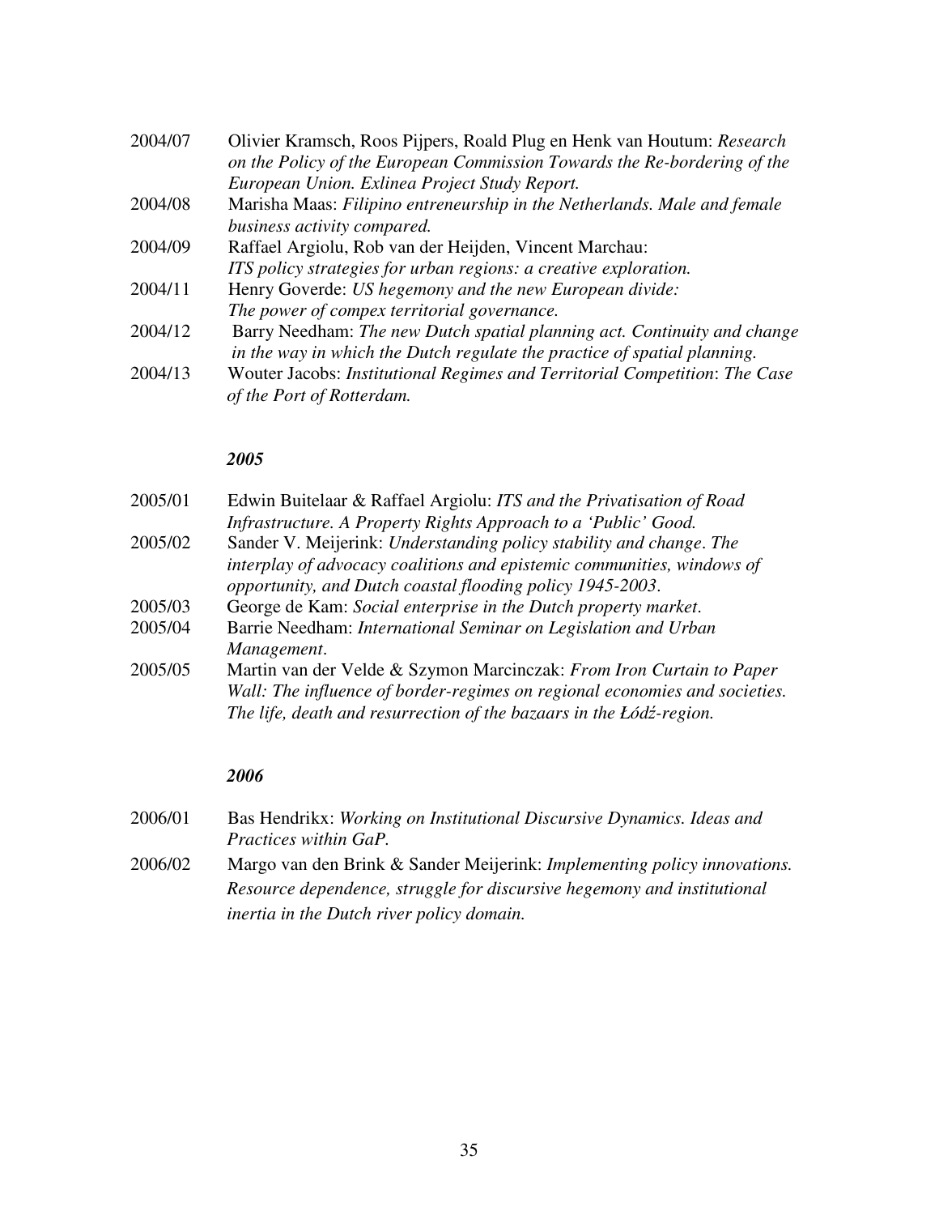2004/07 Olivier Kramsch, Roos Pijpers, Roald Plug en Henk van Houtum: *Research on the Policy of the European Commission Towards the Re-bordering of the European Union. Exlinea Project Study Report.*

2004/08 Marisha Maas: *Filipino entreneurship in the Netherlands. Male and female business activity compared.*

2004/09 Raffael Argiolu, Rob van der Heijden, Vincent Marchau: *ITS policy strategies for urban regions: a creative exploration.*

2004/11 Henry Goverde: *US hegemony and the new European divide: The power of compex territorial governance.*

2004/12 Barry Needham: *The new Dutch spatial planning act. Continuity and change in the way in which the Dutch regulate the practice of spatial planning.*

2004/13 Wouter Jacobs: *Institutional Regimes and Territorial Competition*: *The Case of the Port of Rotterdam.*

***2005***

2005/01 Edwin Buitelaar & Raffael Argiolu: *ITS and the Privatisation of Road Infrastructure. A Property Rights Approach to a 'Public' Good.*

2005/02 Sander V. Meijerink: *Understanding policy stability and change*. *The interplay of advocacy coalitions and epistemic communities, windows of opportunity, and Dutch coastal flooding policy 1945-2003*.

2005/03 George de Kam: *Social enterprise in the Dutch property market*.

2005/04 Barrie Needham: *International Seminar on Legislation and Urban Management*.

2005/05 Martin van der Velde & Szymon Marcinczak: *From Iron Curtain to Paper Wall: The influence of border-regimes on regional economies and societies. The life, death and resurrection of the bazaars in the Łódź-region.*

***2006***

2006/01 Bas Hendrikx: *Working on Institutional Discursive Dynamics. Ideas and Practices within GaP.*

2006/02 Margo van den Brink & Sander Meijerink: *Implementing policy innovations. Resource dependence, struggle for discursive hegemony and institutional inertia in the Dutch river policy domain.*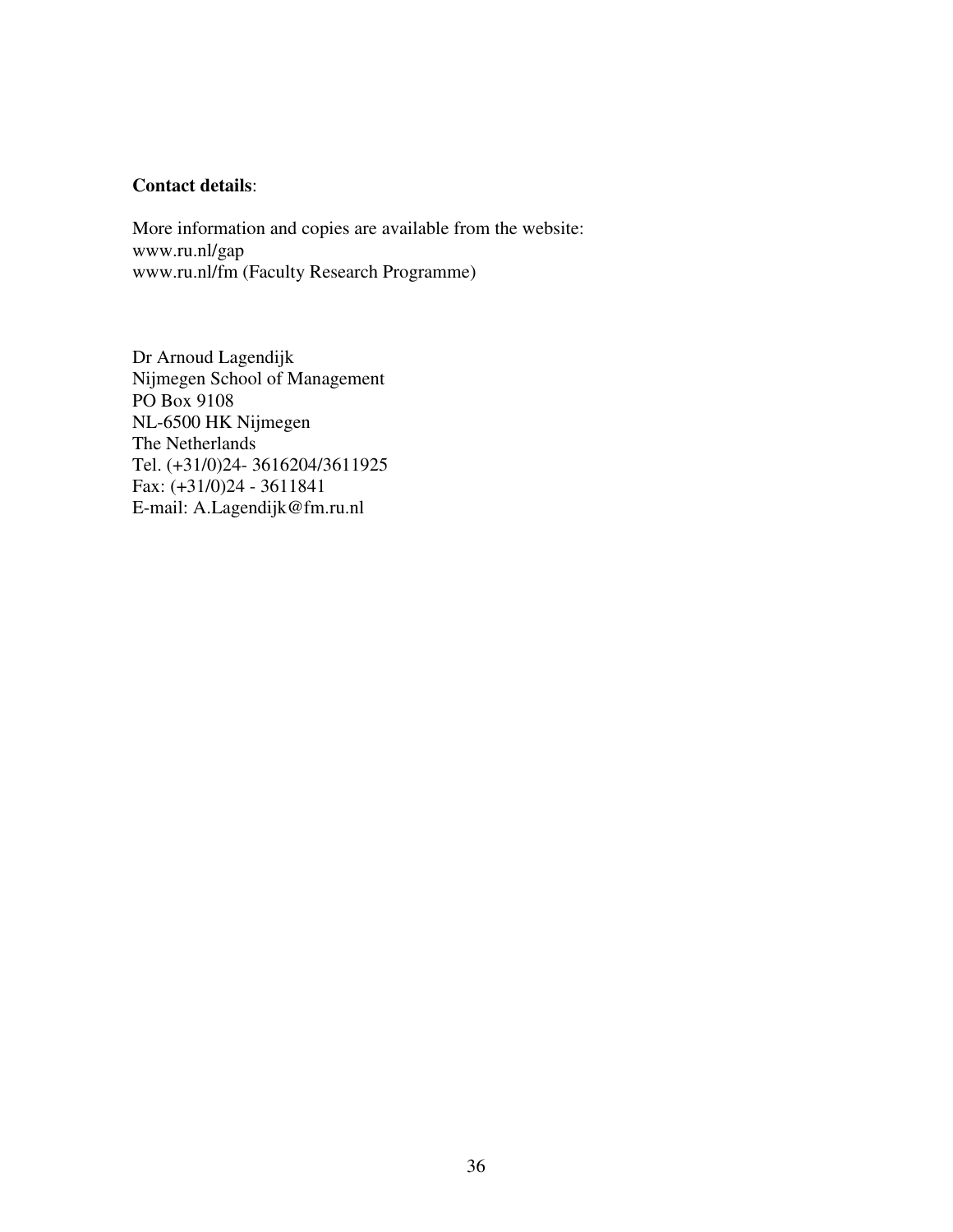**Contact details**:

More information and copies are available from the website:
www.ru.nl/gap
www.ru.nl/fm (Faculty Research Programme)

Dr Arnoud Lagendijk
Nijmegen School of Management
PO Box 9108
NL-6500 HK Nijmegen
The Netherlands
Tel. (+31/0)24- 3616204/3611925
Fax: (+31/0)24 - 3611841
E-mail: A.Lagendijk@fm.ru.nl